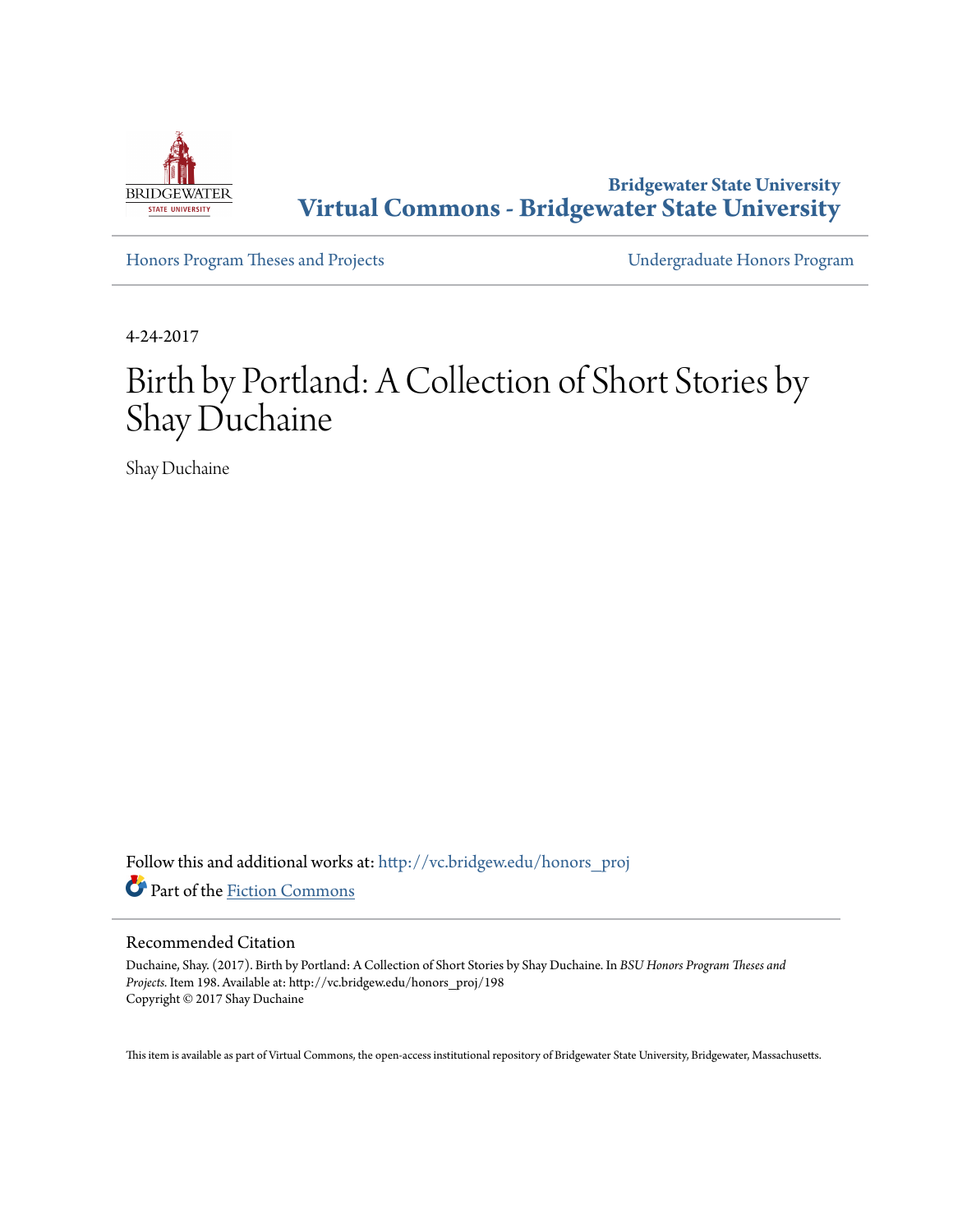Bridgewater State University

**Virtual Commons - Bridgewater State University**

Honors Program Theses and Projects | Undergraduate Honors Program

4-24-2017

# Birth by Portland: A Collection of Short Stories by Shay Duchaine

Shay Duchaine

Follow this and additional works at: http://vc.bridgew.edu/honors_proj

Part of the Fiction Commons

## Recommended Citation

Duchaine, Shay. (2017). Birth by Portland: A Collection of Short Stories by Shay Duchaine. In *BSU Honors Program Theses and Projects.* Item 198. Available at: http://vc.bridgew.edu/honors_proj/198
Copyright © 2017 Shay Duchaine

This item is available as part of Virtual Commons, the open-access institutional repository of Bridgewater State University, Bridgewater, Massachusetts.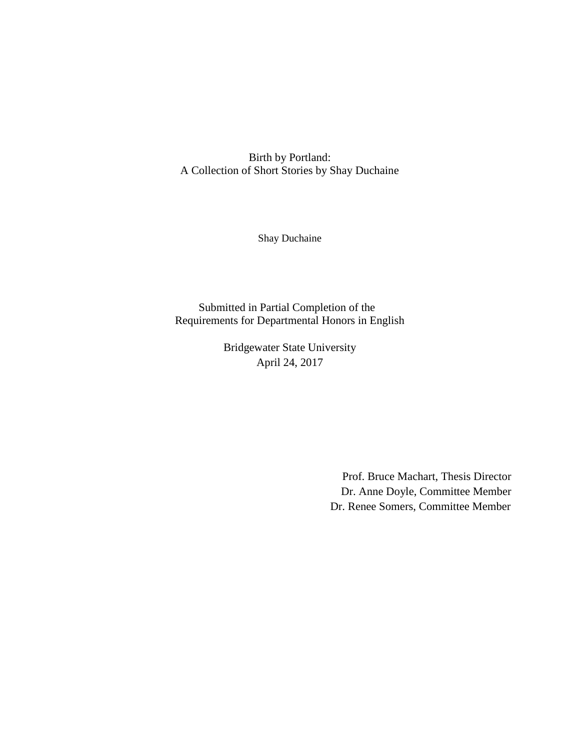Birth by Portland:
A Collection of Short Stories by Shay Duchaine

Shay Duchaine

Submitted in Partial Completion of the
Requirements for Departmental Honors in English

Bridgewater State University
April 24, 2017

Prof. Bruce Machart, Thesis Director
Dr. Anne Doyle, Committee Member
Dr. Renee Somers, Committee Member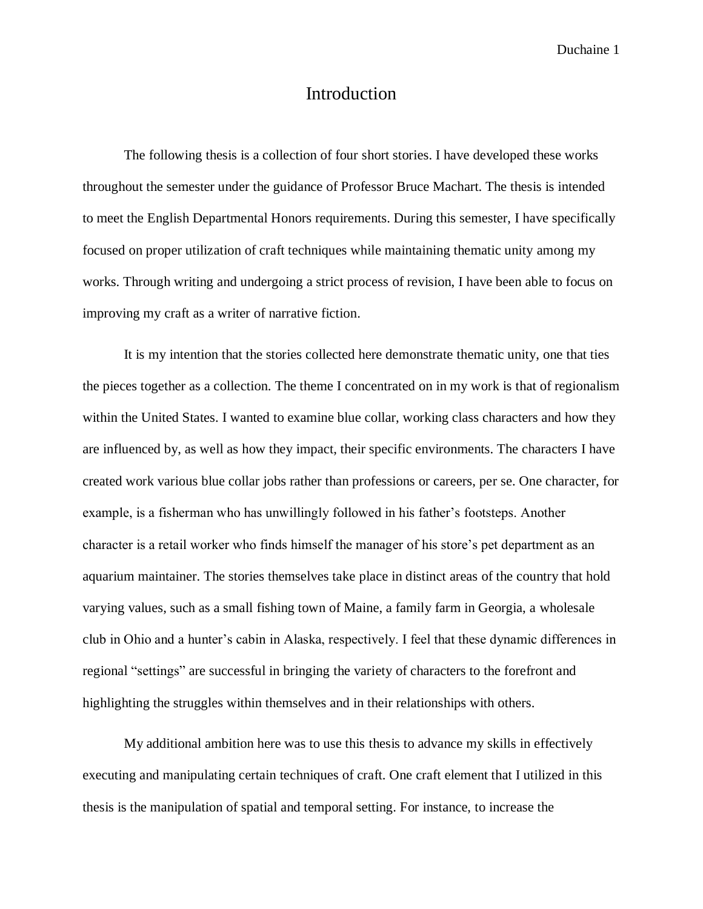# Introduction

The following thesis is a collection of four short stories. I have developed these works throughout the semester under the guidance of Professor Bruce Machart. The thesis is intended to meet the English Departmental Honors requirements. During this semester, I have specifically focused on proper utilization of craft techniques while maintaining thematic unity among my works. Through writing and undergoing a strict process of revision, I have been able to focus on improving my craft as a writer of narrative fiction.

It is my intention that the stories collected here demonstrate thematic unity, one that ties the pieces together as a collection. The theme I concentrated on in my work is that of regionalism within the United States. I wanted to examine blue collar, working class characters and how they are influenced by, as well as how they impact, their specific environments. The characters I have created work various blue collar jobs rather than professions or careers, per se. One character, for example, is a fisherman who has unwillingly followed in his father's footsteps. Another character is a retail worker who finds himself the manager of his store's pet department as an aquarium maintainer. The stories themselves take place in distinct areas of the country that hold varying values, such as a small fishing town of Maine, a family farm in Georgia, a wholesale club in Ohio and a hunter's cabin in Alaska, respectively. I feel that these dynamic differences in regional "settings" are successful in bringing the variety of characters to the forefront and highlighting the struggles within themselves and in their relationships with others.

My additional ambition here was to use this thesis to advance my skills in effectively executing and manipulating certain techniques of craft. One craft element that I utilized in this thesis is the manipulation of spatial and temporal setting. For instance, to increase the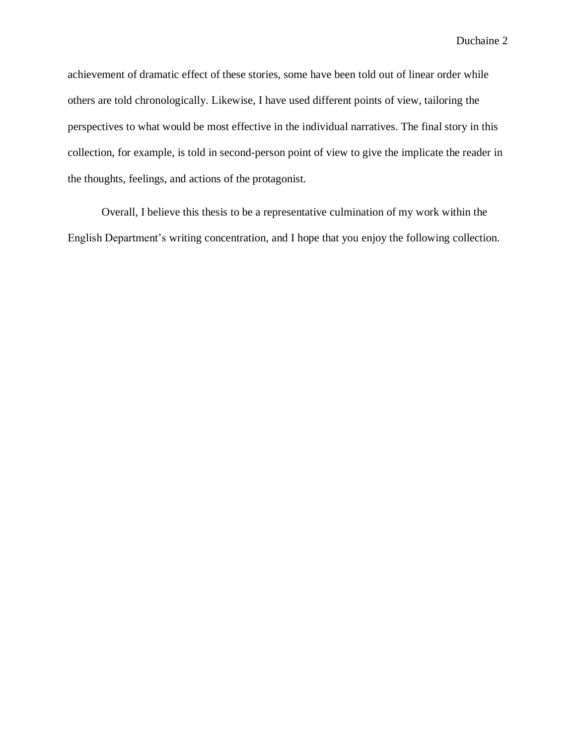achievement of dramatic effect of these stories, some have been told out of linear order while others are told chronologically. Likewise, I have used different points of view, tailoring the perspectives to what would be most effective in the individual narratives. The final story in this collection, for example, is told in second-person point of view to give the implicate the reader in the thoughts, feelings, and actions of the protagonist.

Overall, I believe this thesis to be a representative culmination of my work within the English Department's writing concentration, and I hope that you enjoy the following collection.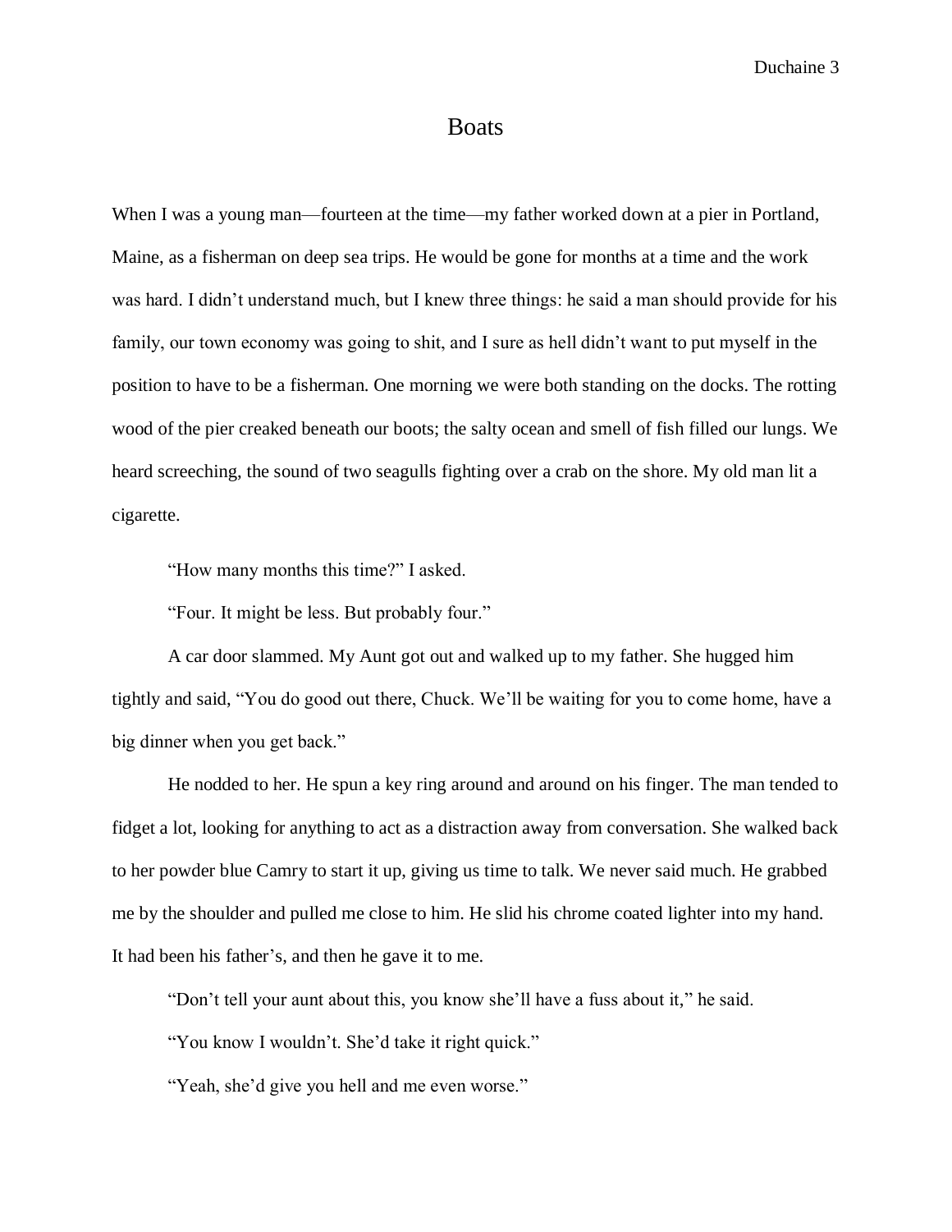# Boats

When I was a young man—fourteen at the time—my father worked down at a pier in Portland, Maine, as a fisherman on deep sea trips. He would be gone for months at a time and the work was hard. I didn't understand much, but I knew three things: he said a man should provide for his family, our town economy was going to shit, and I sure as hell didn't want to put myself in the position to have to be a fisherman. One morning we were both standing on the docks. The rotting wood of the pier creaked beneath our boots; the salty ocean and smell of fish filled our lungs. We heard screeching, the sound of two seagulls fighting over a crab on the shore. My old man lit a cigarette.

"How many months this time?" I asked.

"Four. It might be less. But probably four."

A car door slammed. My Aunt got out and walked up to my father. She hugged him tightly and said, "You do good out there, Chuck. We'll be waiting for you to come home, have a big dinner when you get back."

He nodded to her. He spun a key ring around and around on his finger. The man tended to fidget a lot, looking for anything to act as a distraction away from conversation. She walked back to her powder blue Camry to start it up, giving us time to talk. We never said much. He grabbed me by the shoulder and pulled me close to him. He slid his chrome coated lighter into my hand. It had been his father's, and then he gave it to me.

"Don't tell your aunt about this, you know she'll have a fuss about it," he said.

"You know I wouldn't. She'd take it right quick."

"Yeah, she'd give you hell and me even worse."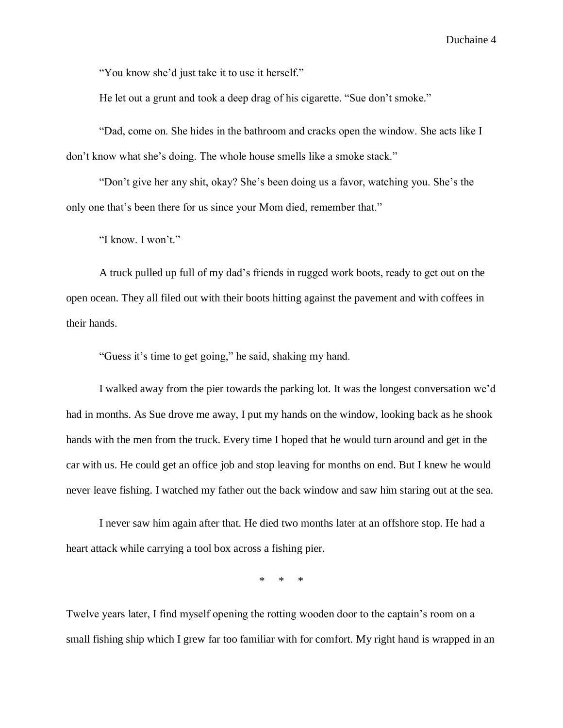"You know she'd just take it to use it herself."

He let out a grunt and took a deep drag of his cigarette. "Sue don't smoke."

"Dad, come on. She hides in the bathroom and cracks open the window. She acts like I don't know what she's doing. The whole house smells like a smoke stack."

"Don't give her any shit, okay? She's been doing us a favor, watching you. She's the only one that's been there for us since your Mom died, remember that."

"I know. I won't."

A truck pulled up full of my dad's friends in rugged work boots, ready to get out on the open ocean. They all filed out with their boots hitting against the pavement and with coffees in their hands.

"Guess it's time to get going," he said, shaking my hand.

I walked away from the pier towards the parking lot. It was the longest conversation we'd had in months. As Sue drove me away, I put my hands on the window, looking back as he shook hands with the men from the truck. Every time I hoped that he would turn around and get in the car with us. He could get an office job and stop leaving for months on end. But I knew he would never leave fishing. I watched my father out the back window and saw him staring out at the sea.

I never saw him again after that. He died two months later at an offshore stop. He had a heart attack while carrying a tool box across a fishing pier.

\*   \*   \*

Twelve years later, I find myself opening the rotting wooden door to the captain's room on a small fishing ship which I grew far too familiar with for comfort. My right hand is wrapped in an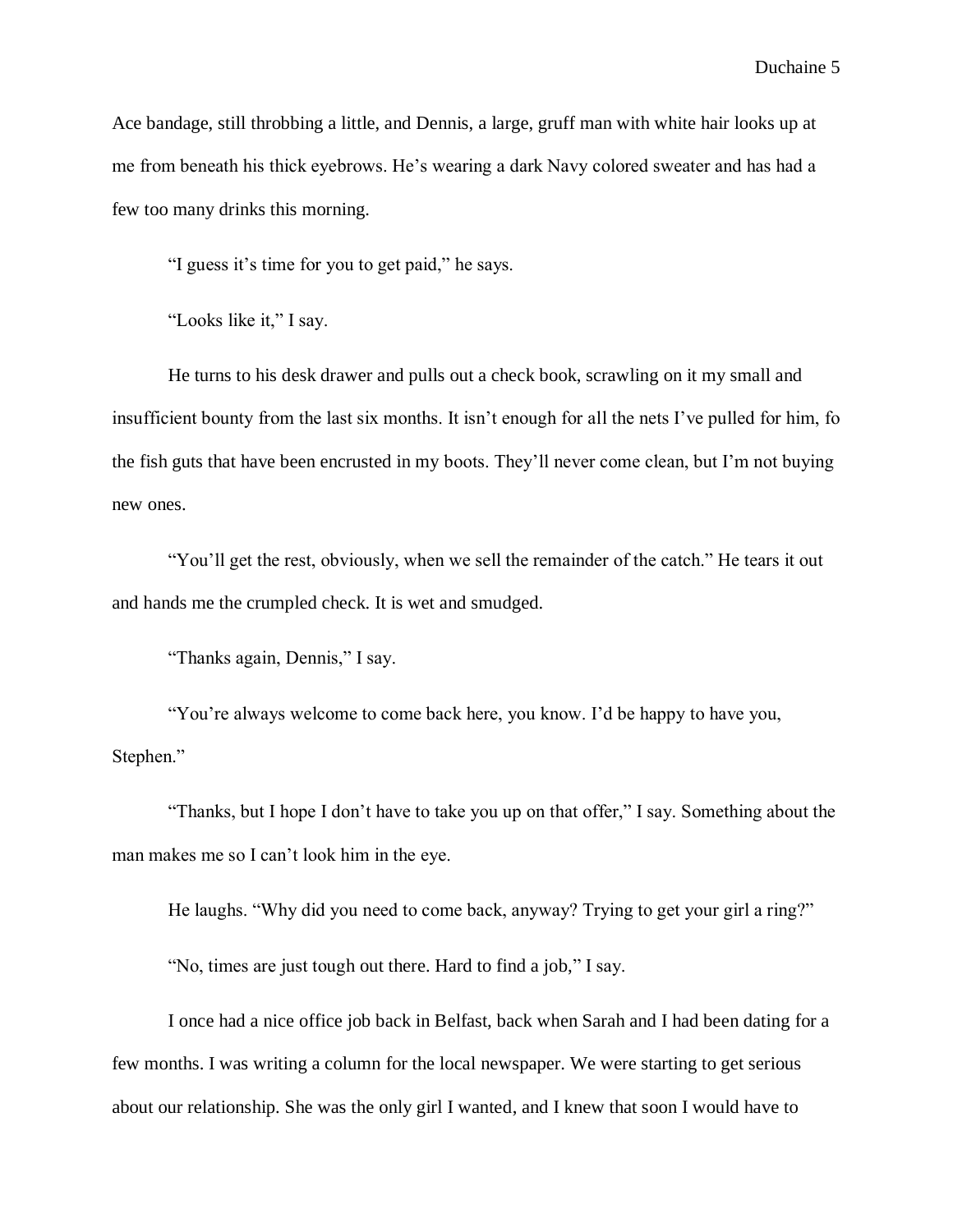Ace bandage, still throbbing a little, and Dennis, a large, gruff man with white hair looks up at me from beneath his thick eyebrows. He's wearing a dark Navy colored sweater and has had a few too many drinks this morning.

"I guess it's time for you to get paid," he says.

"Looks like it," I say.

He turns to his desk drawer and pulls out a check book, scrawling on it my small and insufficient bounty from the last six months. It isn't enough for all the nets I've pulled for him, fo the fish guts that have been encrusted in my boots. They'll never come clean, but I'm not buying new ones.

"You'll get the rest, obviously, when we sell the remainder of the catch." He tears it out and hands me the crumpled check. It is wet and smudged.

"Thanks again, Dennis," I say.

"You're always welcome to come back here, you know. I'd be happy to have you, Stephen."

"Thanks, but I hope I don't have to take you up on that offer," I say. Something about the man makes me so I can't look him in the eye.

He laughs. "Why did you need to come back, anyway? Trying to get your girl a ring?"

"No, times are just tough out there. Hard to find a job," I say.

I once had a nice office job back in Belfast, back when Sarah and I had been dating for a few months. I was writing a column for the local newspaper. We were starting to get serious about our relationship. She was the only girl I wanted, and I knew that soon I would have to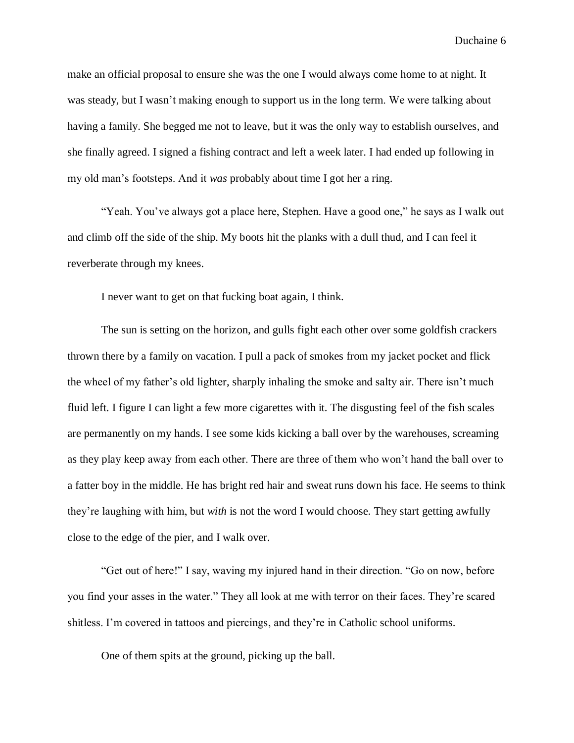make an official proposal to ensure she was the one I would always come home to at night. It was steady, but I wasn't making enough to support us in the long term. We were talking about having a family. She begged me not to leave, but it was the only way to establish ourselves, and she finally agreed. I signed a fishing contract and left a week later. I had ended up following in my old man's footsteps. And it *was* probably about time I got her a ring.

"Yeah. You've always got a place here, Stephen. Have a good one," he says as I walk out and climb off the side of the ship. My boots hit the planks with a dull thud, and I can feel it reverberate through my knees.

I never want to get on that fucking boat again, I think.

The sun is setting on the horizon, and gulls fight each other over some goldfish crackers thrown there by a family on vacation. I pull a pack of smokes from my jacket pocket and flick the wheel of my father's old lighter, sharply inhaling the smoke and salty air. There isn't much fluid left. I figure I can light a few more cigarettes with it. The disgusting feel of the fish scales are permanently on my hands. I see some kids kicking a ball over by the warehouses, screaming as they play keep away from each other. There are three of them who won't hand the ball over to a fatter boy in the middle. He has bright red hair and sweat runs down his face. He seems to think they're laughing with him, but *with* is not the word I would choose. They start getting awfully close to the edge of the pier, and I walk over.

"Get out of here!" I say, waving my injured hand in their direction. "Go on now, before you find your asses in the water." They all look at me with terror on their faces. They're scared shitless. I'm covered in tattoos and piercings, and they're in Catholic school uniforms.

One of them spits at the ground, picking up the ball.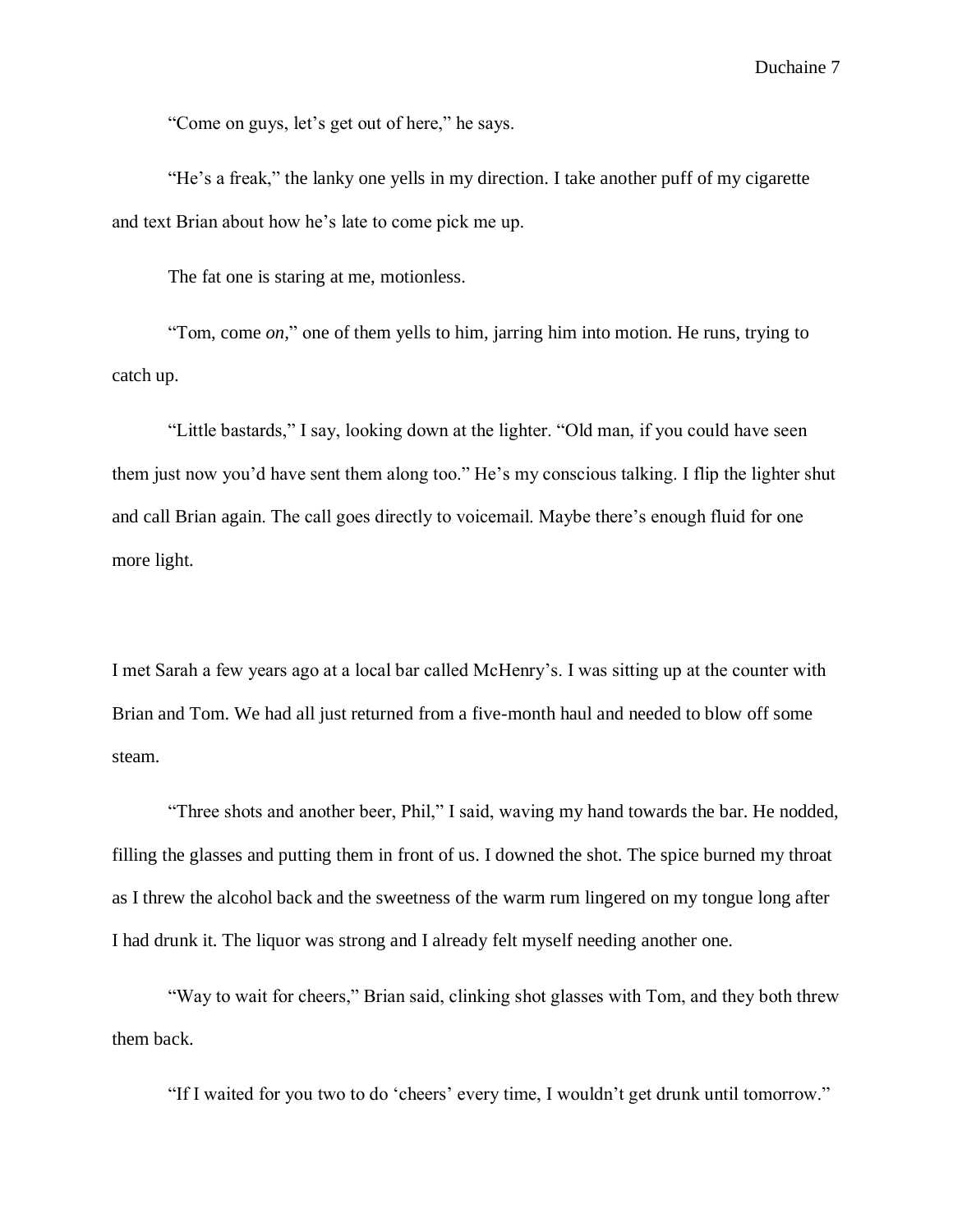"Come on guys, let's get out of here," he says.

"He's a freak," the lanky one yells in my direction. I take another puff of my cigarette and text Brian about how he's late to come pick me up.

The fat one is staring at me, motionless.

"Tom, come *on*," one of them yells to him, jarring him into motion. He runs, trying to catch up.

"Little bastards," I say, looking down at the lighter. "Old man, if you could have seen them just now you'd have sent them along too." He's my conscious talking. I flip the lighter shut and call Brian again. The call goes directly to voicemail. Maybe there's enough fluid for one more light.

I met Sarah a few years ago at a local bar called McHenry's. I was sitting up at the counter with Brian and Tom. We had all just returned from a five-month haul and needed to blow off some steam.

"Three shots and another beer, Phil," I said, waving my hand towards the bar. He nodded, filling the glasses and putting them in front of us. I downed the shot. The spice burned my throat as I threw the alcohol back and the sweetness of the warm rum lingered on my tongue long after I had drunk it. The liquor was strong and I already felt myself needing another one.

"Way to wait for cheers," Brian said, clinking shot glasses with Tom, and they both threw them back.

"If I waited for you two to do 'cheers' every time, I wouldn't get drunk until tomorrow."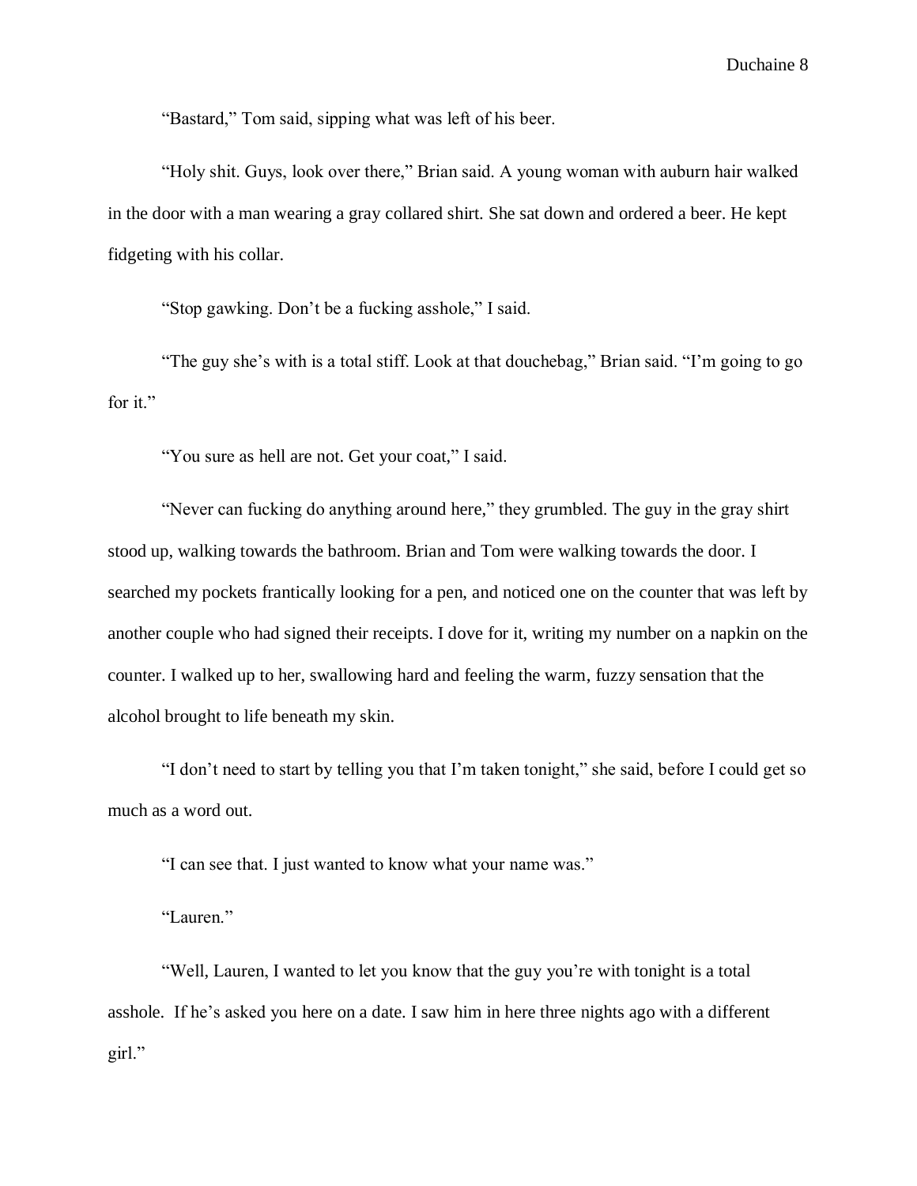"Bastard," Tom said, sipping what was left of his beer.

"Holy shit. Guys, look over there," Brian said. A young woman with auburn hair walked in the door with a man wearing a gray collared shirt. She sat down and ordered a beer. He kept fidgeting with his collar.

"Stop gawking. Don't be a fucking asshole," I said.

"The guy she's with is a total stiff. Look at that douchebag," Brian said. "I'm going to go for it."

"You sure as hell are not. Get your coat," I said.

"Never can fucking do anything around here," they grumbled. The guy in the gray shirt stood up, walking towards the bathroom. Brian and Tom were walking towards the door. I searched my pockets frantically looking for a pen, and noticed one on the counter that was left by another couple who had signed their receipts. I dove for it, writing my number on a napkin on the counter. I walked up to her, swallowing hard and feeling the warm, fuzzy sensation that the alcohol brought to life beneath my skin.

"I don't need to start by telling you that I'm taken tonight," she said, before I could get so much as a word out.

"I can see that. I just wanted to know what your name was."

"Lauren."

"Well, Lauren, I wanted to let you know that the guy you're with tonight is a total asshole. If he's asked you here on a date. I saw him in here three nights ago with a different girl."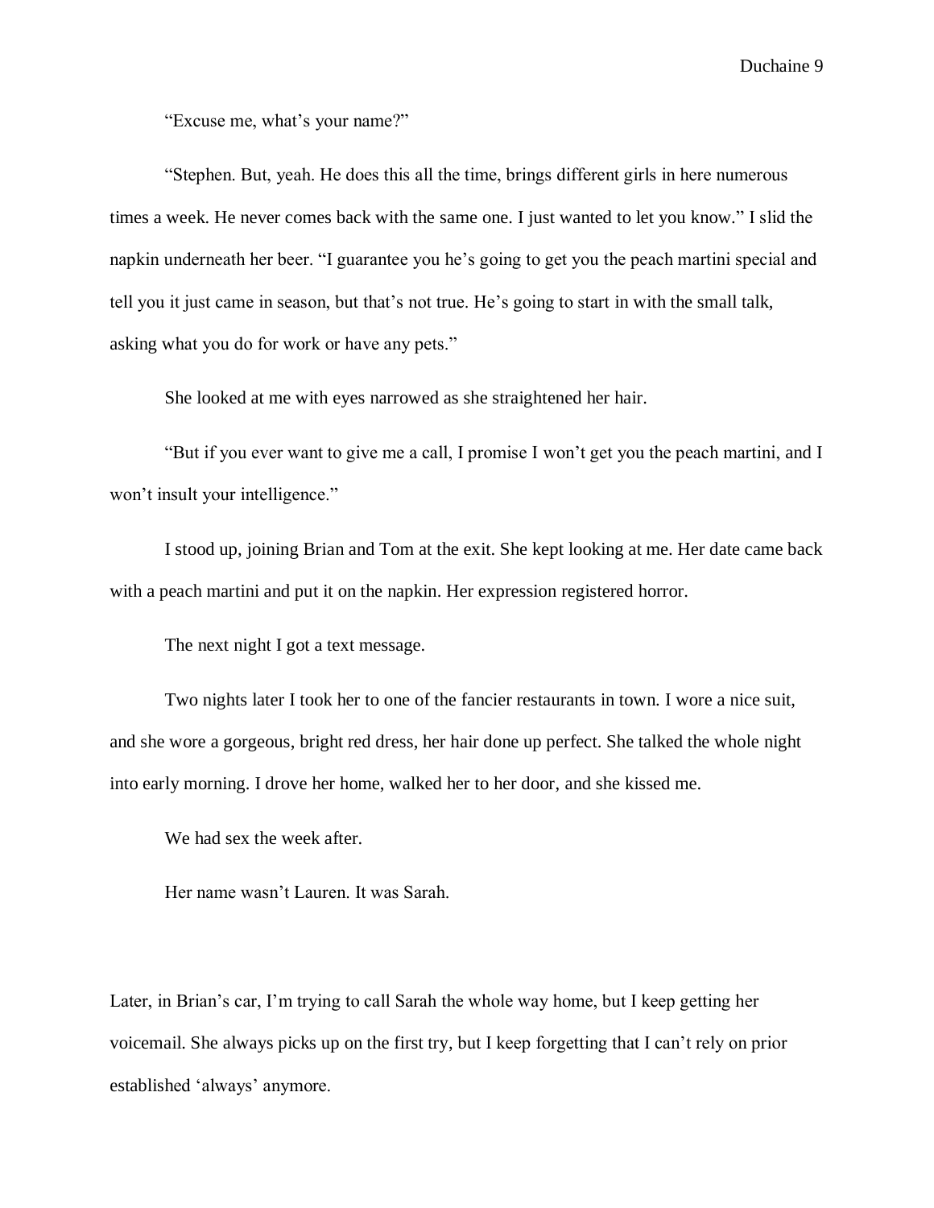"Excuse me, what's your name?"

"Stephen. But, yeah. He does this all the time, brings different girls in here numerous times a week. He never comes back with the same one. I just wanted to let you know." I slid the napkin underneath her beer. "I guarantee you he's going to get you the peach martini special and tell you it just came in season, but that's not true. He's going to start in with the small talk, asking what you do for work or have any pets."

She looked at me with eyes narrowed as she straightened her hair.

"But if you ever want to give me a call, I promise I won't get you the peach martini, and I won't insult your intelligence."

I stood up, joining Brian and Tom at the exit. She kept looking at me. Her date came back with a peach martini and put it on the napkin. Her expression registered horror.

The next night I got a text message.

Two nights later I took her to one of the fancier restaurants in town. I wore a nice suit, and she wore a gorgeous, bright red dress, her hair done up perfect. She talked the whole night into early morning. I drove her home, walked her to her door, and she kissed me.

We had sex the week after.

Her name wasn't Lauren. It was Sarah.

Later, in Brian's car, I'm trying to call Sarah the whole way home, but I keep getting her voicemail. She always picks up on the first try, but I keep forgetting that I can't rely on prior established 'always' anymore.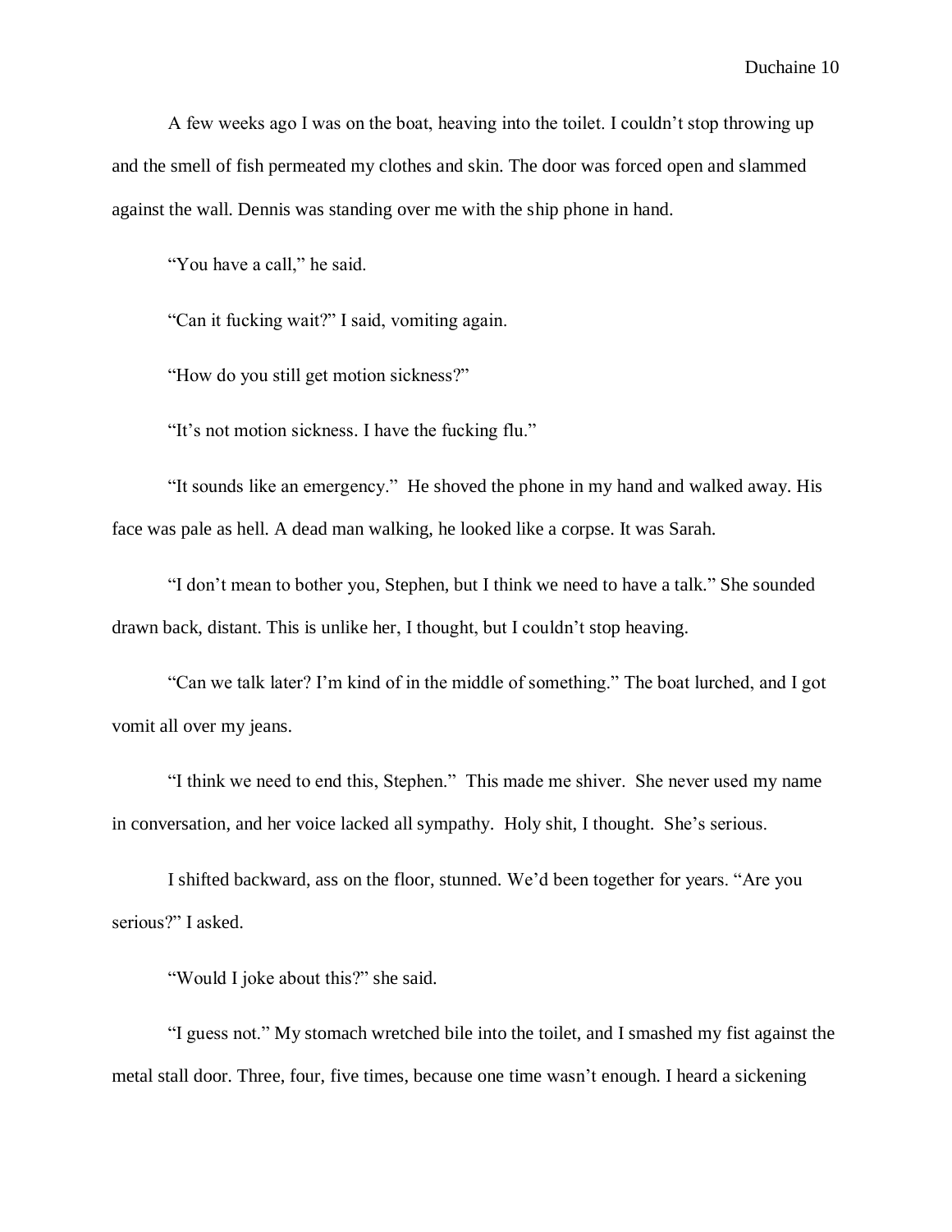A few weeks ago I was on the boat, heaving into the toilet. I couldn't stop throwing up and the smell of fish permeated my clothes and skin. The door was forced open and slammed against the wall. Dennis was standing over me with the ship phone in hand.

"You have a call," he said.

"Can it fucking wait?" I said, vomiting again.

"How do you still get motion sickness?"

"It's not motion sickness. I have the fucking flu."

"It sounds like an emergency." He shoved the phone in my hand and walked away. His face was pale as hell. A dead man walking, he looked like a corpse. It was Sarah.

"I don't mean to bother you, Stephen, but I think we need to have a talk." She sounded drawn back, distant. This is unlike her, I thought, but I couldn't stop heaving.

"Can we talk later? I'm kind of in the middle of something." The boat lurched, and I got vomit all over my jeans.

"I think we need to end this, Stephen." This made me shiver. She never used my name in conversation, and her voice lacked all sympathy. Holy shit, I thought. She's serious.

I shifted backward, ass on the floor, stunned. We'd been together for years. "Are you serious?" I asked.

"Would I joke about this?" she said.

"I guess not." My stomach wretched bile into the toilet, and I smashed my fist against the metal stall door. Three, four, five times, because one time wasn't enough. I heard a sickening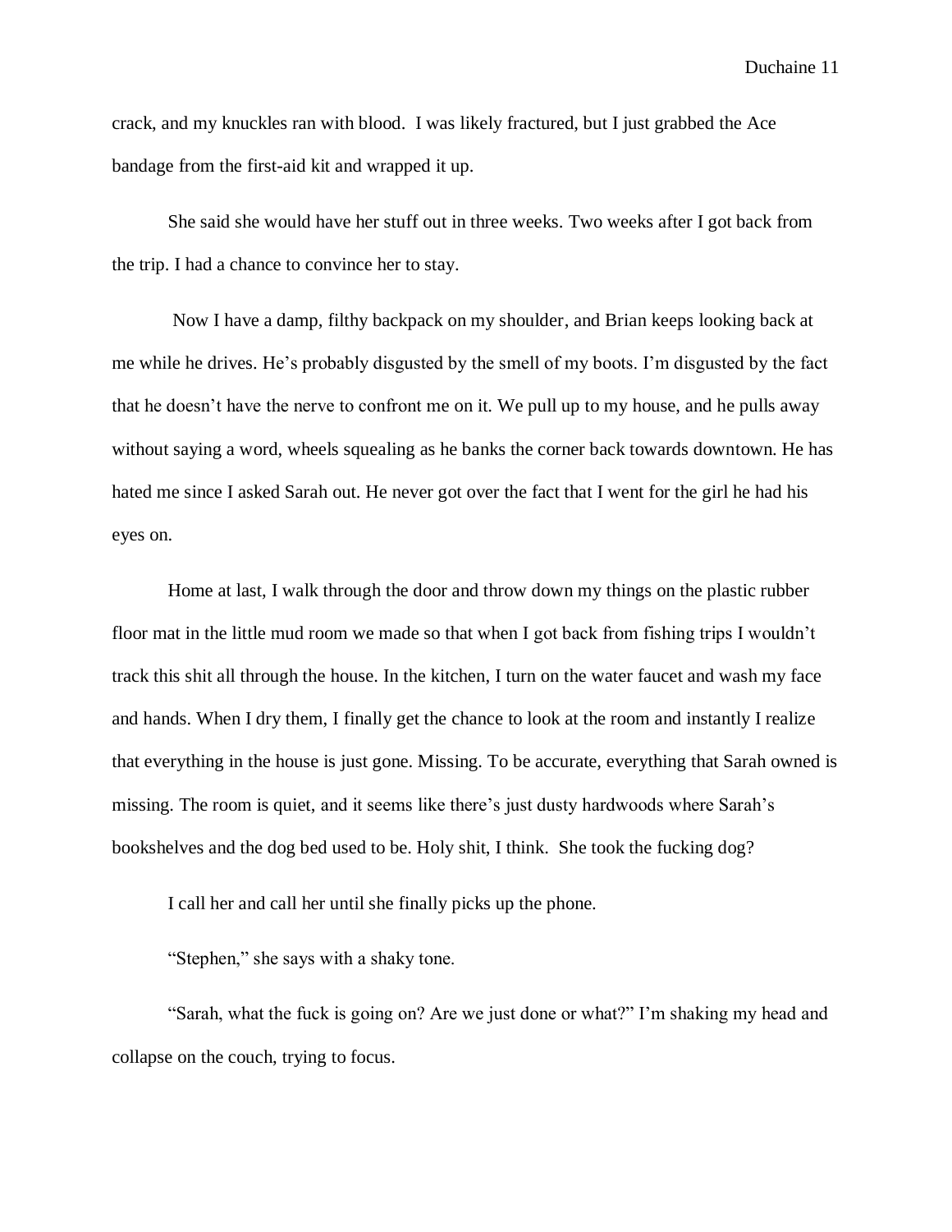crack, and my knuckles ran with blood. I was likely fractured, but I just grabbed the Ace bandage from the first-aid kit and wrapped it up.

She said she would have her stuff out in three weeks. Two weeks after I got back from the trip. I had a chance to convince her to stay.

Now I have a damp, filthy backpack on my shoulder, and Brian keeps looking back at me while he drives. He's probably disgusted by the smell of my boots. I'm disgusted by the fact that he doesn't have the nerve to confront me on it. We pull up to my house, and he pulls away without saying a word, wheels squealing as he banks the corner back towards downtown. He has hated me since I asked Sarah out. He never got over the fact that I went for the girl he had his eyes on.

Home at last, I walk through the door and throw down my things on the plastic rubber floor mat in the little mud room we made so that when I got back from fishing trips I wouldn't track this shit all through the house. In the kitchen, I turn on the water faucet and wash my face and hands. When I dry them, I finally get the chance to look at the room and instantly I realize that everything in the house is just gone. Missing. To be accurate, everything that Sarah owned is missing. The room is quiet, and it seems like there's just dusty hardwoods where Sarah's bookshelves and the dog bed used to be. Holy shit, I think. She took the fucking dog?

I call her and call her until she finally picks up the phone.

"Stephen," she says with a shaky tone.

"Sarah, what the fuck is going on? Are we just done or what?" I'm shaking my head and collapse on the couch, trying to focus.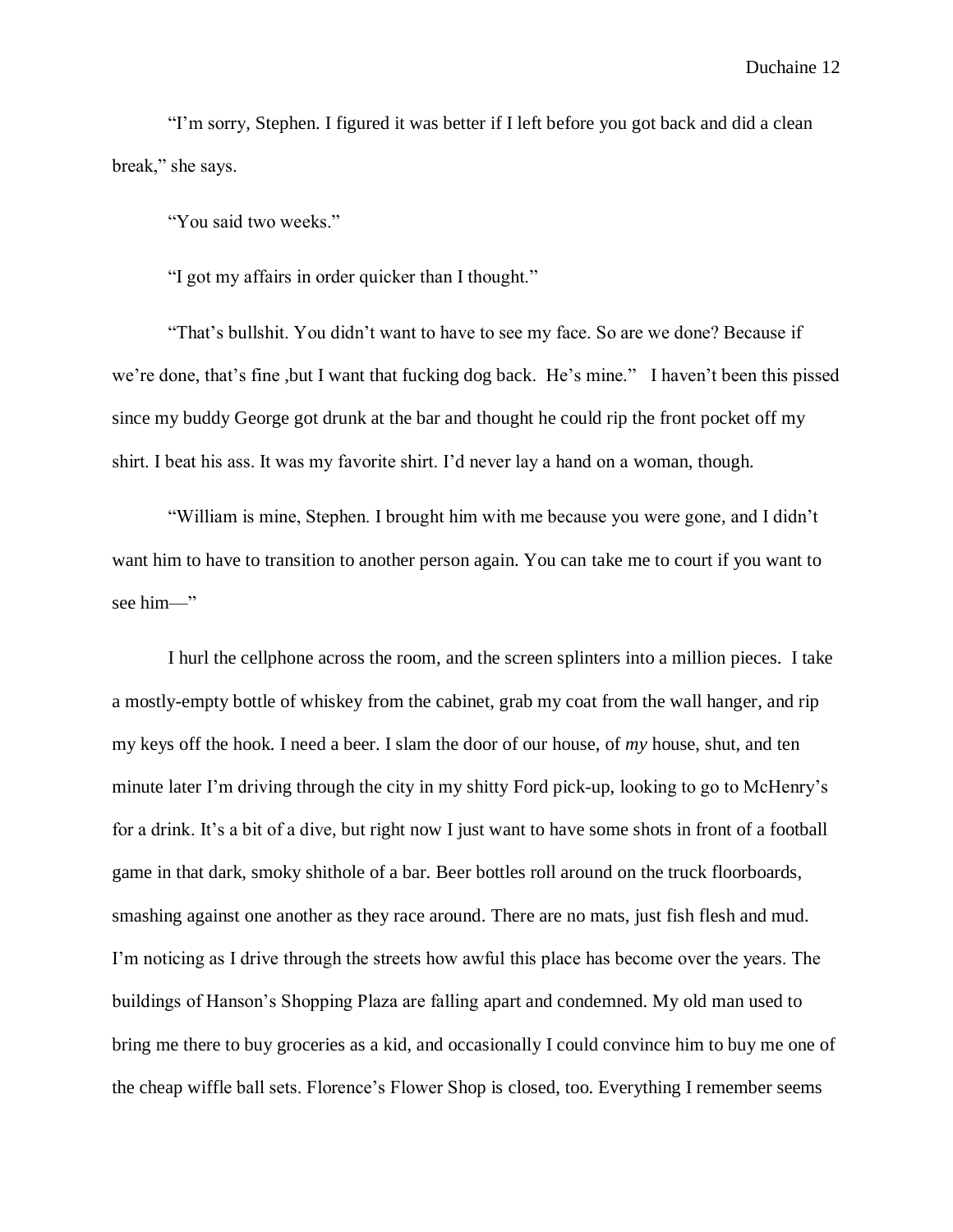"I'm sorry, Stephen. I figured it was better if I left before you got back and did a clean break," she says.

"You said two weeks."

"I got my affairs in order quicker than I thought."

"That's bullshit. You didn't want to have to see my face. So are we done? Because if we're done, that's fine ,but I want that fucking dog back. He's mine." I haven't been this pissed since my buddy George got drunk at the bar and thought he could rip the front pocket off my shirt. I beat his ass. It was my favorite shirt. I'd never lay a hand on a woman, though.

"William is mine, Stephen. I brought him with me because you were gone, and I didn't want him to have to transition to another person again. You can take me to court if you want to see him—"

I hurl the cellphone across the room, and the screen splinters into a million pieces. I take a mostly-empty bottle of whiskey from the cabinet, grab my coat from the wall hanger, and rip my keys off the hook. I need a beer. I slam the door of our house, of *my* house, shut, and ten minute later I'm driving through the city in my shitty Ford pick-up, looking to go to McHenry's for a drink. It's a bit of a dive, but right now I just want to have some shots in front of a football game in that dark, smoky shithole of a bar. Beer bottles roll around on the truck floorboards, smashing against one another as they race around. There are no mats, just fish flesh and mud. I'm noticing as I drive through the streets how awful this place has become over the years. The buildings of Hanson's Shopping Plaza are falling apart and condemned. My old man used to bring me there to buy groceries as a kid, and occasionally I could convince him to buy me one of the cheap wiffle ball sets. Florence's Flower Shop is closed, too. Everything I remember seems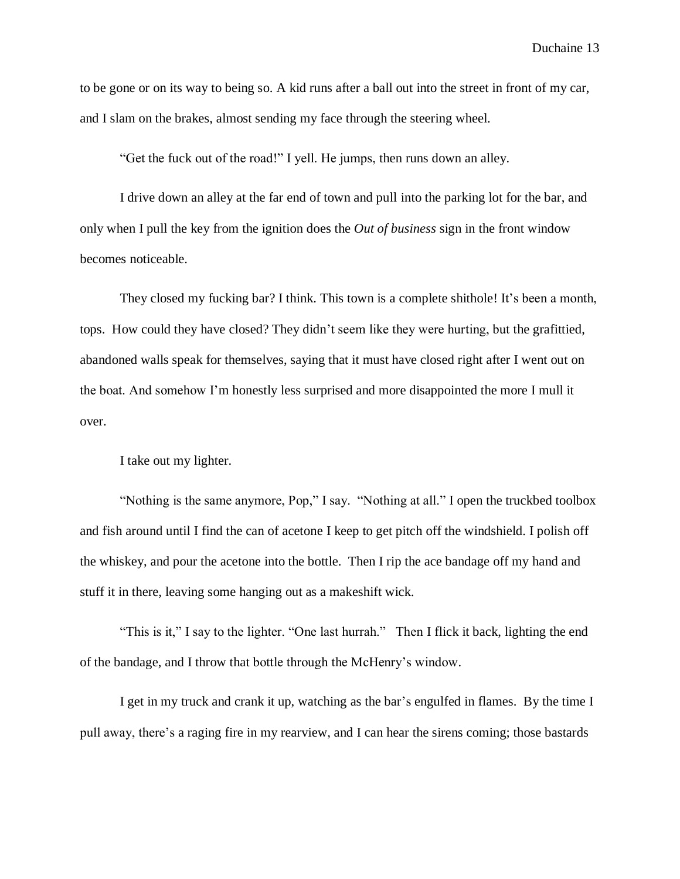to be gone or on its way to being so. A kid runs after a ball out into the street in front of my car, and I slam on the brakes, almost sending my face through the steering wheel.

"Get the fuck out of the road!" I yell. He jumps, then runs down an alley.

I drive down an alley at the far end of town and pull into the parking lot for the bar, and only when I pull the key from the ignition does the *Out of business* sign in the front window becomes noticeable.

They closed my fucking bar? I think. This town is a complete shithole! It's been a month, tops. How could they have closed? They didn't seem like they were hurting, but the grafittied, abandoned walls speak for themselves, saying that it must have closed right after I went out on the boat. And somehow I'm honestly less surprised and more disappointed the more I mull it over.

I take out my lighter.

"Nothing is the same anymore, Pop," I say. "Nothing at all." I open the truckbed toolbox and fish around until I find the can of acetone I keep to get pitch off the windshield. I polish off the whiskey, and pour the acetone into the bottle. Then I rip the ace bandage off my hand and stuff it in there, leaving some hanging out as a makeshift wick.

"This is it," I say to the lighter. "One last hurrah." Then I flick it back, lighting the end of the bandage, and I throw that bottle through the McHenry's window.

I get in my truck and crank it up, watching as the bar's engulfed in flames. By the time I pull away, there's a raging fire in my rearview, and I can hear the sirens coming; those bastards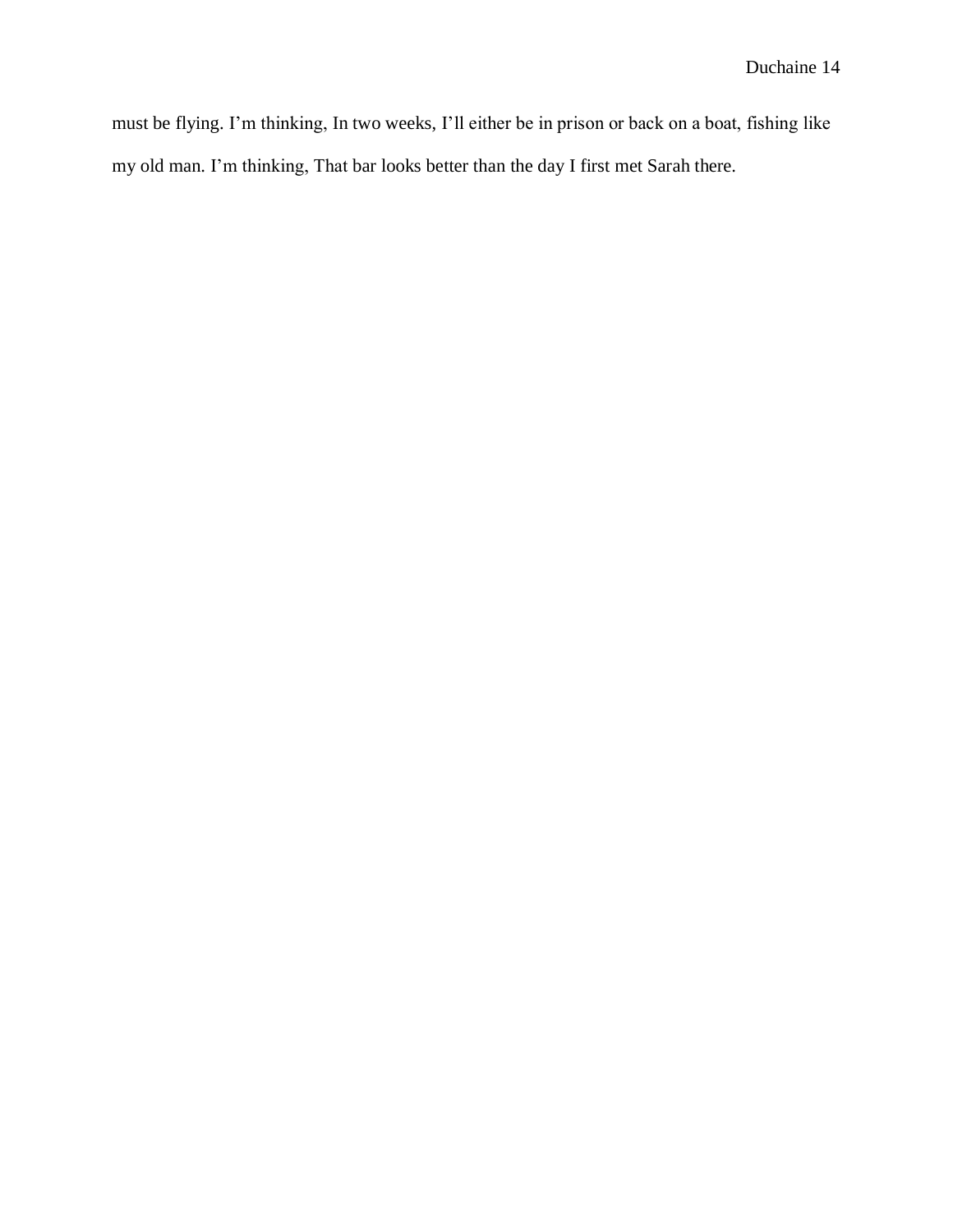must be flying. I’m thinking, In two weeks, I’ll either be in prison or back on a boat, fishing like my old man. I’m thinking, That bar looks better than the day I first met Sarah there.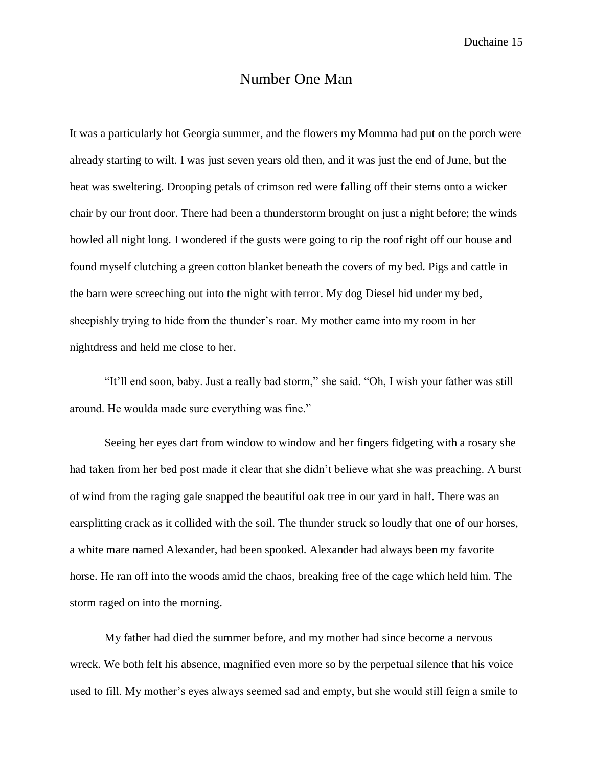# Number One Man

It was a particularly hot Georgia summer, and the flowers my Momma had put on the porch were already starting to wilt. I was just seven years old then, and it was just the end of June, but the heat was sweltering. Drooping petals of crimson red were falling off their stems onto a wicker chair by our front door. There had been a thunderstorm brought on just a night before; the winds howled all night long. I wondered if the gusts were going to rip the roof right off our house and found myself clutching a green cotton blanket beneath the covers of my bed. Pigs and cattle in the barn were screeching out into the night with terror. My dog Diesel hid under my bed, sheepishly trying to hide from the thunder's roar. My mother came into my room in her nightdress and held me close to her.

"It'll end soon, baby. Just a really bad storm," she said. "Oh, I wish your father was still around. He woulda made sure everything was fine."

Seeing her eyes dart from window to window and her fingers fidgeting with a rosary she had taken from her bed post made it clear that she didn't believe what she was preaching. A burst of wind from the raging gale snapped the beautiful oak tree in our yard in half. There was an earsplitting crack as it collided with the soil. The thunder struck so loudly that one of our horses, a white mare named Alexander, had been spooked. Alexander had always been my favorite horse. He ran off into the woods amid the chaos, breaking free of the cage which held him. The storm raged on into the morning.

My father had died the summer before, and my mother had since become a nervous wreck. We both felt his absence, magnified even more so by the perpetual silence that his voice used to fill. My mother's eyes always seemed sad and empty, but she would still feign a smile to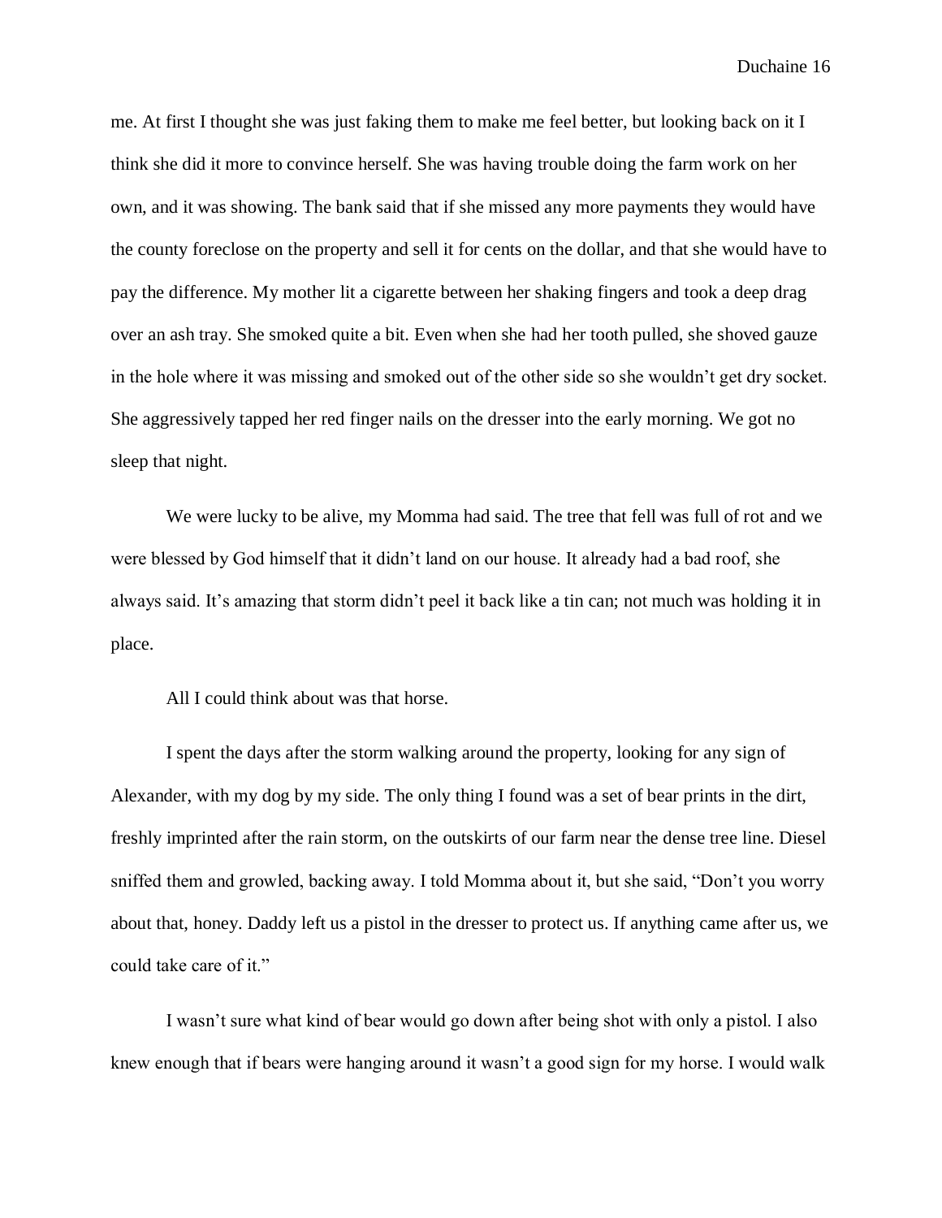me. At first I thought she was just faking them to make me feel better, but looking back on it I think she did it more to convince herself. She was having trouble doing the farm work on her own, and it was showing. The bank said that if she missed any more payments they would have the county foreclose on the property and sell it for cents on the dollar, and that she would have to pay the difference. My mother lit a cigarette between her shaking fingers and took a deep drag over an ash tray. She smoked quite a bit. Even when she had her tooth pulled, she shoved gauze in the hole where it was missing and smoked out of the other side so she wouldn't get dry socket. She aggressively tapped her red finger nails on the dresser into the early morning. We got no sleep that night.

We were lucky to be alive, my Momma had said. The tree that fell was full of rot and we were blessed by God himself that it didn't land on our house. It already had a bad roof, she always said. It's amazing that storm didn't peel it back like a tin can; not much was holding it in place.

All I could think about was that horse.

I spent the days after the storm walking around the property, looking for any sign of Alexander, with my dog by my side. The only thing I found was a set of bear prints in the dirt, freshly imprinted after the rain storm, on the outskirts of our farm near the dense tree line. Diesel sniffed them and growled, backing away. I told Momma about it, but she said, "Don't you worry about that, honey. Daddy left us a pistol in the dresser to protect us. If anything came after us, we could take care of it."

I wasn't sure what kind of bear would go down after being shot with only a pistol. I also knew enough that if bears were hanging around it wasn't a good sign for my horse. I would walk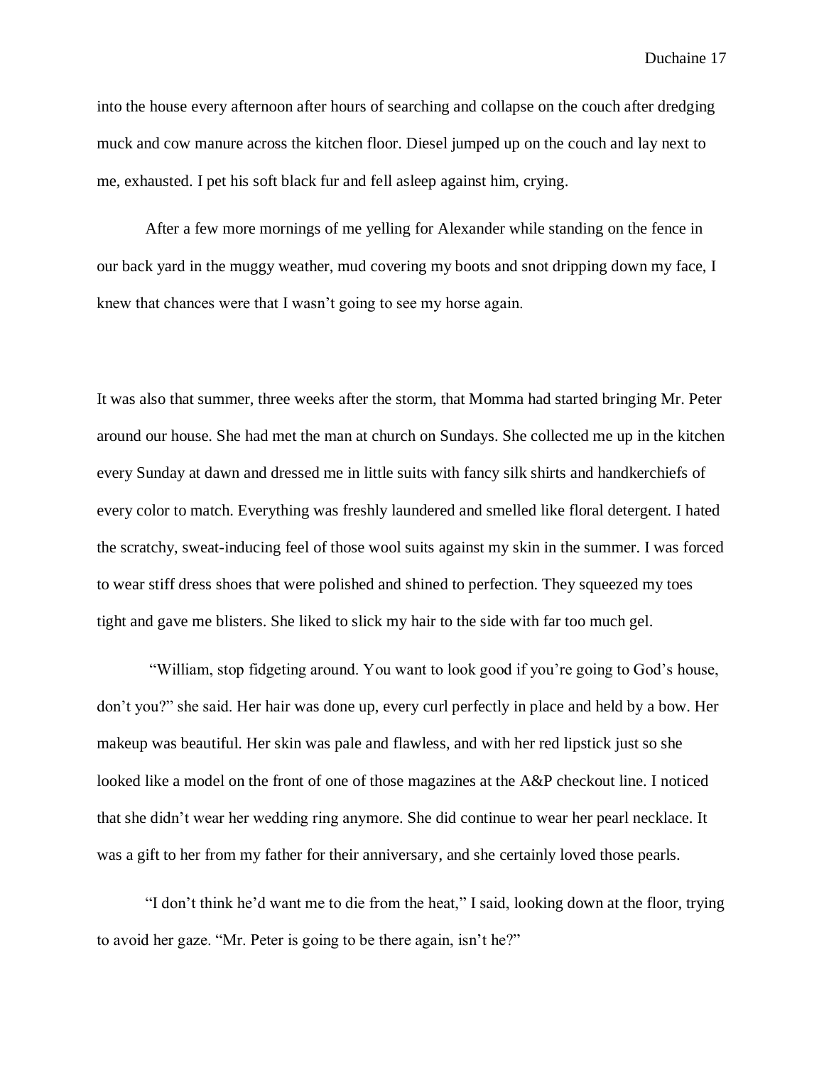into the house every afternoon after hours of searching and collapse on the couch after dredging muck and cow manure across the kitchen floor. Diesel jumped up on the couch and lay next to me, exhausted. I pet his soft black fur and fell asleep against him, crying.

After a few more mornings of me yelling for Alexander while standing on the fence in our back yard in the muggy weather, mud covering my boots and snot dripping down my face, I knew that chances were that I wasn't going to see my horse again.

It was also that summer, three weeks after the storm, that Momma had started bringing Mr. Peter around our house. She had met the man at church on Sundays. She collected me up in the kitchen every Sunday at dawn and dressed me in little suits with fancy silk shirts and handkerchiefs of every color to match. Everything was freshly laundered and smelled like floral detergent. I hated the scratchy, sweat-inducing feel of those wool suits against my skin in the summer. I was forced to wear stiff dress shoes that were polished and shined to perfection. They squeezed my toes tight and gave me blisters. She liked to slick my hair to the side with far too much gel.

"William, stop fidgeting around. You want to look good if you're going to God's house, don't you?" she said. Her hair was done up, every curl perfectly in place and held by a bow. Her makeup was beautiful. Her skin was pale and flawless, and with her red lipstick just so she looked like a model on the front of one of those magazines at the A&P checkout line. I noticed that she didn't wear her wedding ring anymore. She did continue to wear her pearl necklace. It was a gift to her from my father for their anniversary, and she certainly loved those pearls.

"I don't think he'd want me to die from the heat," I said, looking down at the floor, trying to avoid her gaze. "Mr. Peter is going to be there again, isn't he?"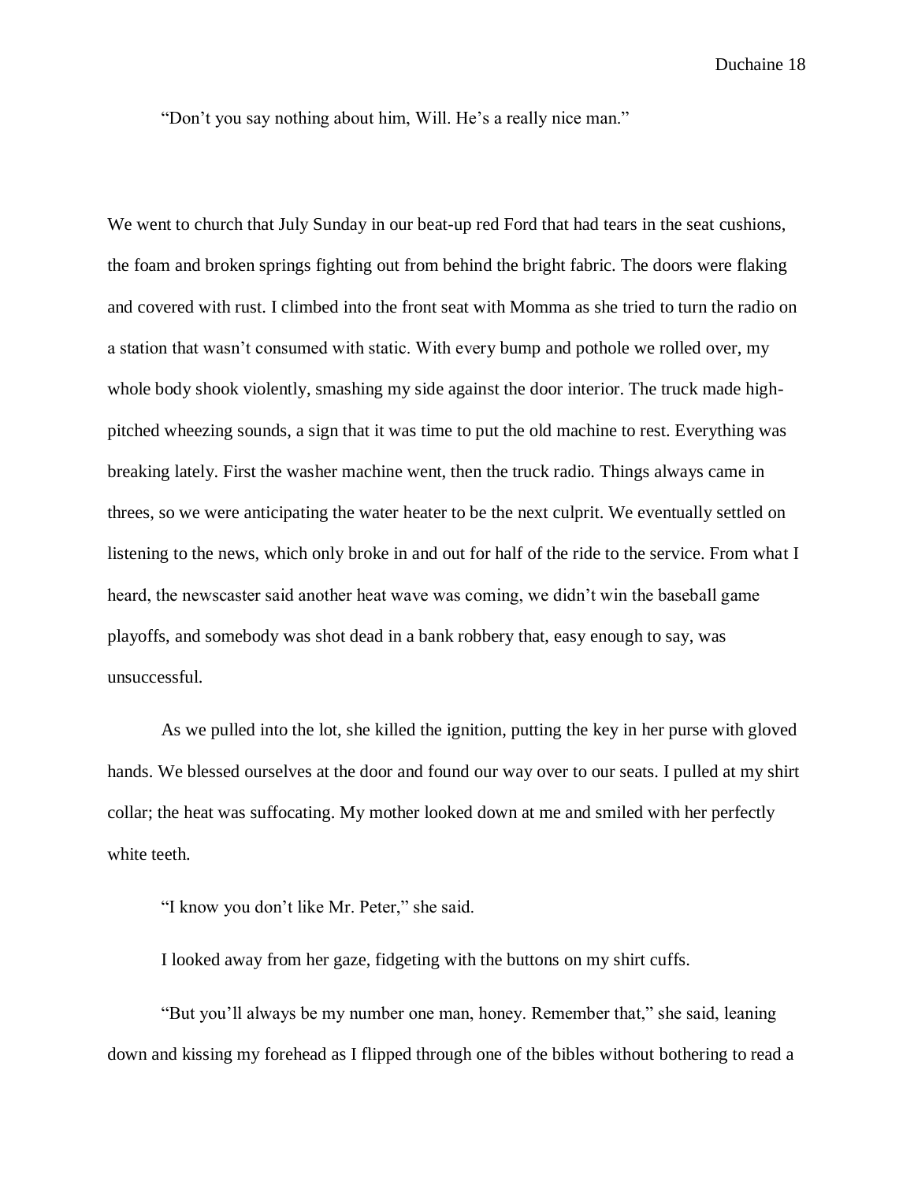"Don't you say nothing about him, Will. He's a really nice man."

We went to church that July Sunday in our beat-up red Ford that had tears in the seat cushions, the foam and broken springs fighting out from behind the bright fabric. The doors were flaking and covered with rust. I climbed into the front seat with Momma as she tried to turn the radio on a station that wasn't consumed with static. With every bump and pothole we rolled over, my whole body shook violently, smashing my side against the door interior. The truck made high-pitched wheezing sounds, a sign that it was time to put the old machine to rest. Everything was breaking lately. First the washer machine went, then the truck radio. Things always came in threes, so we were anticipating the water heater to be the next culprit. We eventually settled on listening to the news, which only broke in and out for half of the ride to the service. From what I heard, the newscaster said another heat wave was coming, we didn't win the baseball game playoffs, and somebody was shot dead in a bank robbery that, easy enough to say, was unsuccessful.

As we pulled into the lot, she killed the ignition, putting the key in her purse with gloved hands. We blessed ourselves at the door and found our way over to our seats. I pulled at my shirt collar; the heat was suffocating. My mother looked down at me and smiled with her perfectly white teeth.

"I know you don't like Mr. Peter," she said.

I looked away from her gaze, fidgeting with the buttons on my shirt cuffs.

"But you'll always be my number one man, honey. Remember that," she said, leaning down and kissing my forehead as I flipped through one of the bibles without bothering to read a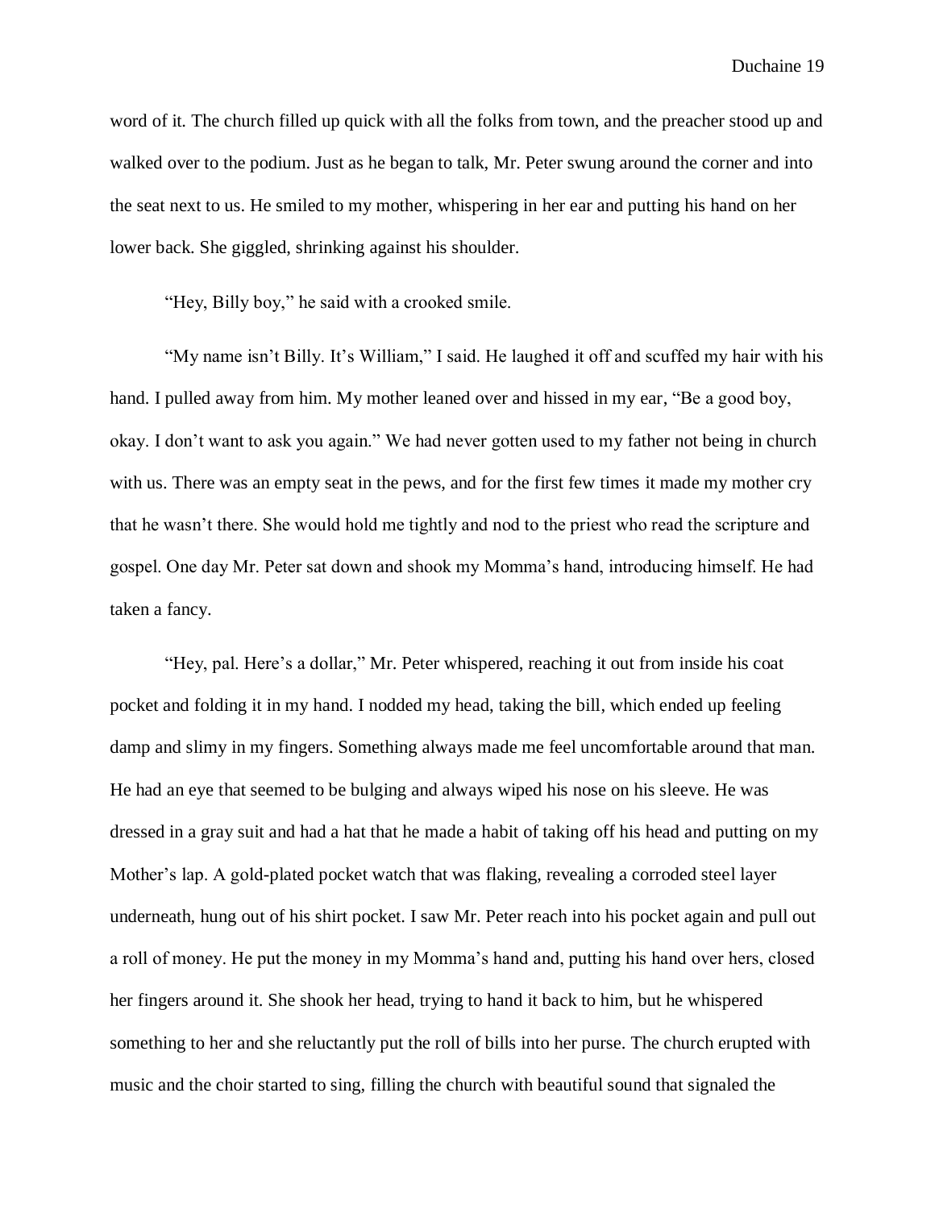word of it. The church filled up quick with all the folks from town, and the preacher stood up and walked over to the podium. Just as he began to talk, Mr. Peter swung around the corner and into the seat next to us. He smiled to my mother, whispering in her ear and putting his hand on her lower back. She giggled, shrinking against his shoulder.

"Hey, Billy boy," he said with a crooked smile.

"My name isn't Billy. It's William," I said. He laughed it off and scuffed my hair with his hand. I pulled away from him. My mother leaned over and hissed in my ear, "Be a good boy, okay. I don't want to ask you again." We had never gotten used to my father not being in church with us. There was an empty seat in the pews, and for the first few times it made my mother cry that he wasn't there. She would hold me tightly and nod to the priest who read the scripture and gospel. One day Mr. Peter sat down and shook my Momma's hand, introducing himself. He had taken a fancy.

"Hey, pal. Here's a dollar," Mr. Peter whispered, reaching it out from inside his coat pocket and folding it in my hand. I nodded my head, taking the bill, which ended up feeling damp and slimy in my fingers. Something always made me feel uncomfortable around that man. He had an eye that seemed to be bulging and always wiped his nose on his sleeve. He was dressed in a gray suit and had a hat that he made a habit of taking off his head and putting on my Mother's lap. A gold-plated pocket watch that was flaking, revealing a corroded steel layer underneath, hung out of his shirt pocket. I saw Mr. Peter reach into his pocket again and pull out a roll of money. He put the money in my Momma's hand and, putting his hand over hers, closed her fingers around it. She shook her head, trying to hand it back to him, but he whispered something to her and she reluctantly put the roll of bills into her purse. The church erupted with music and the choir started to sing, filling the church with beautiful sound that signaled the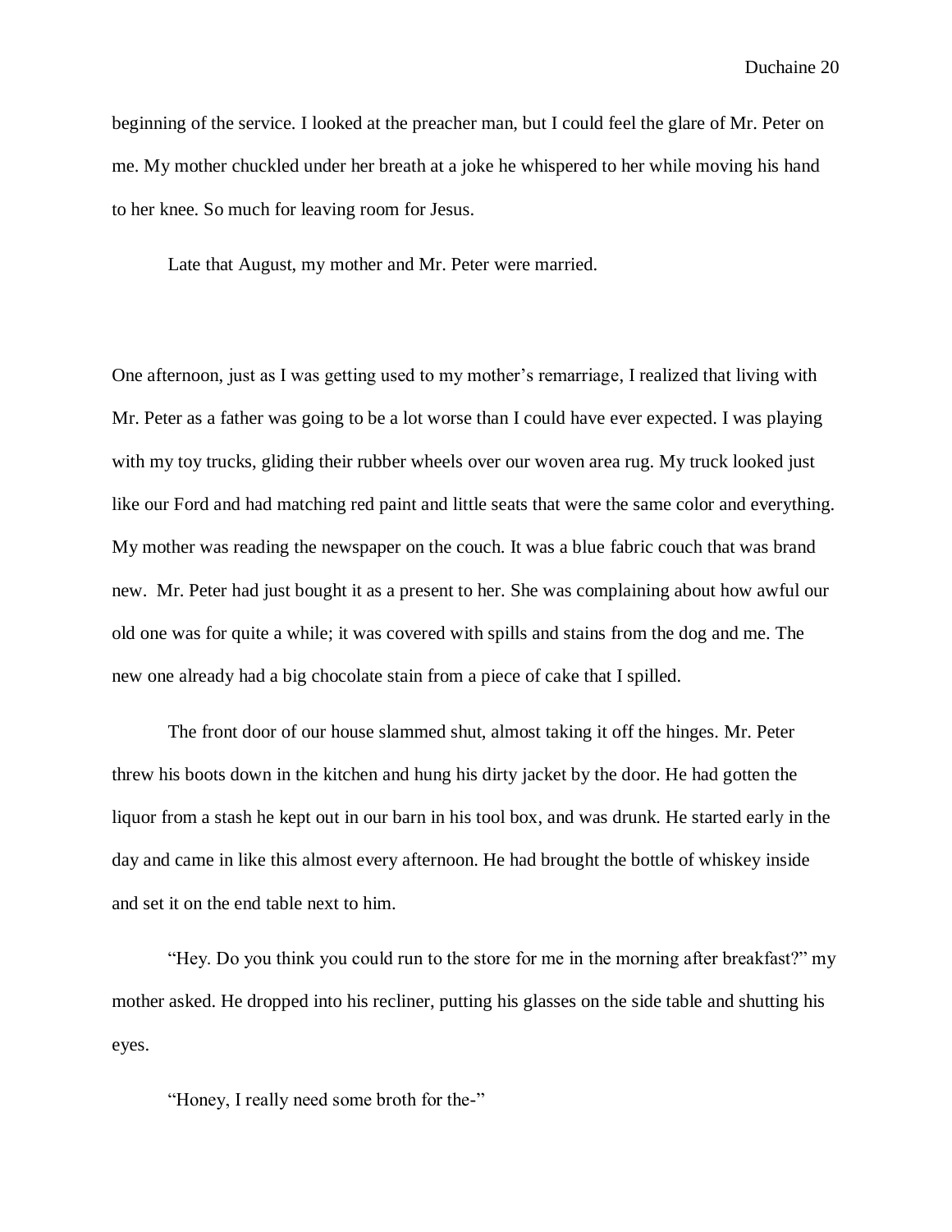beginning of the service. I looked at the preacher man, but I could feel the glare of Mr. Peter on me. My mother chuckled under her breath at a joke he whispered to her while moving his hand to her knee. So much for leaving room for Jesus.

Late that August, my mother and Mr. Peter were married.

One afternoon, just as I was getting used to my mother's remarriage, I realized that living with Mr. Peter as a father was going to be a lot worse than I could have ever expected. I was playing with my toy trucks, gliding their rubber wheels over our woven area rug. My truck looked just like our Ford and had matching red paint and little seats that were the same color and everything. My mother was reading the newspaper on the couch. It was a blue fabric couch that was brand new. Mr. Peter had just bought it as a present to her. She was complaining about how awful our old one was for quite a while; it was covered with spills and stains from the dog and me. The new one already had a big chocolate stain from a piece of cake that I spilled.

The front door of our house slammed shut, almost taking it off the hinges. Mr. Peter threw his boots down in the kitchen and hung his dirty jacket by the door. He had gotten the liquor from a stash he kept out in our barn in his tool box, and was drunk. He started early in the day and came in like this almost every afternoon. He had brought the bottle of whiskey inside and set it on the end table next to him.

"Hey. Do you think you could run to the store for me in the morning after breakfast?" my mother asked. He dropped into his recliner, putting his glasses on the side table and shutting his eyes.

"Honey, I really need some broth for the-"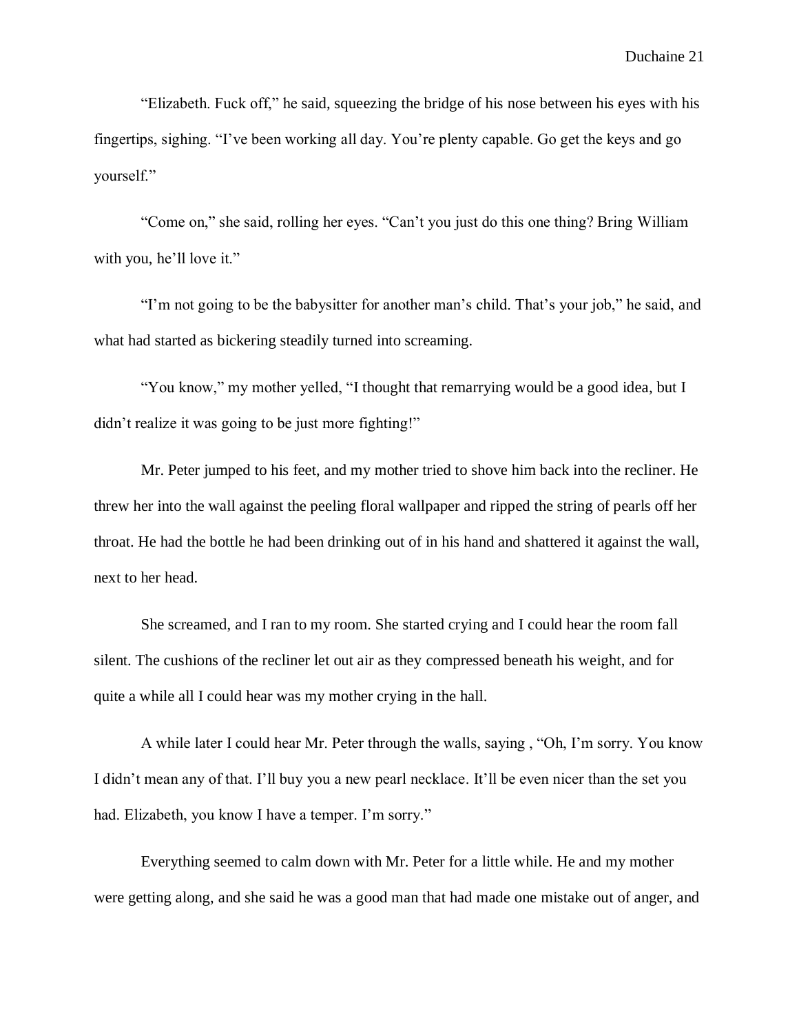"Elizabeth. Fuck off," he said, squeezing the bridge of his nose between his eyes with his fingertips, sighing. "I've been working all day. You're plenty capable. Go get the keys and go yourself."

"Come on," she said, rolling her eyes. "Can't you just do this one thing? Bring William with you, he'll love it."

"I'm not going to be the babysitter for another man's child. That's your job," he said, and what had started as bickering steadily turned into screaming.

"You know," my mother yelled, "I thought that remarrying would be a good idea, but I didn't realize it was going to be just more fighting!"

Mr. Peter jumped to his feet, and my mother tried to shove him back into the recliner. He threw her into the wall against the peeling floral wallpaper and ripped the string of pearls off her throat. He had the bottle he had been drinking out of in his hand and shattered it against the wall, next to her head.

She screamed, and I ran to my room. She started crying and I could hear the room fall silent. The cushions of the recliner let out air as they compressed beneath his weight, and for quite a while all I could hear was my mother crying in the hall.

A while later I could hear Mr. Peter through the walls, saying , "Oh, I'm sorry. You know I didn't mean any of that. I'll buy you a new pearl necklace. It'll be even nicer than the set you had. Elizabeth, you know I have a temper. I'm sorry."

Everything seemed to calm down with Mr. Peter for a little while. He and my mother were getting along, and she said he was a good man that had made one mistake out of anger, and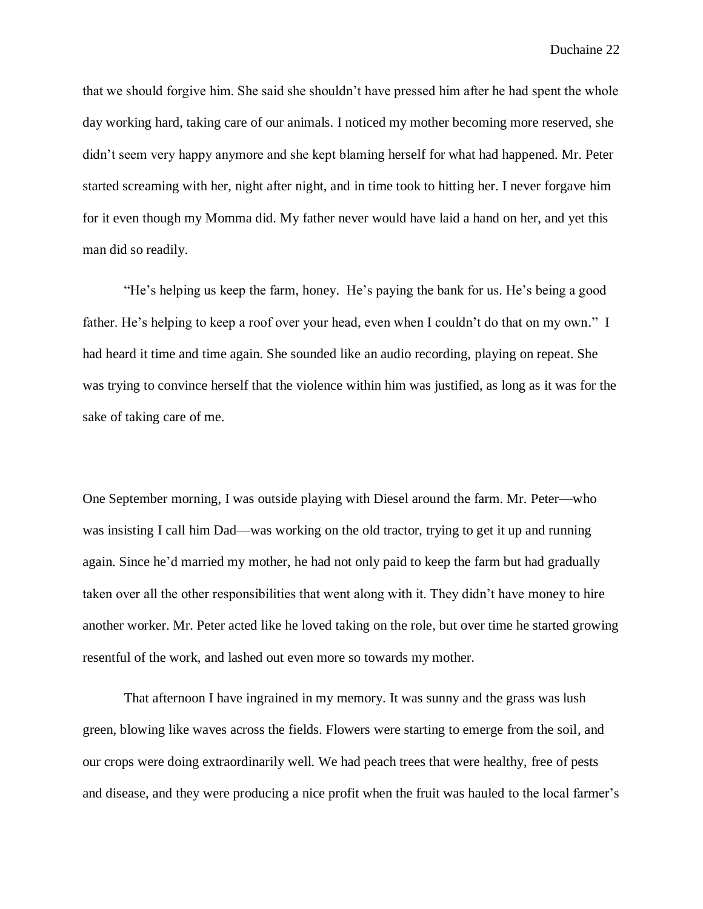that we should forgive him. She said she shouldn't have pressed him after he had spent the whole day working hard, taking care of our animals. I noticed my mother becoming more reserved, she didn't seem very happy anymore and she kept blaming herself for what had happened. Mr. Peter started screaming with her, night after night, and in time took to hitting her. I never forgave him for it even though my Momma did. My father never would have laid a hand on her, and yet this man did so readily.

"He's helping us keep the farm, honey. He's paying the bank for us. He's being a good father. He's helping to keep a roof over your head, even when I couldn't do that on my own." I had heard it time and time again. She sounded like an audio recording, playing on repeat. She was trying to convince herself that the violence within him was justified, as long as it was for the sake of taking care of me.

One September morning, I was outside playing with Diesel around the farm. Mr. Peter—who was insisting I call him Dad—was working on the old tractor, trying to get it up and running again. Since he'd married my mother, he had not only paid to keep the farm but had gradually taken over all the other responsibilities that went along with it. They didn't have money to hire another worker. Mr. Peter acted like he loved taking on the role, but over time he started growing resentful of the work, and lashed out even more so towards my mother.

That afternoon I have ingrained in my memory. It was sunny and the grass was lush green, blowing like waves across the fields. Flowers were starting to emerge from the soil, and our crops were doing extraordinarily well. We had peach trees that were healthy, free of pests and disease, and they were producing a nice profit when the fruit was hauled to the local farmer's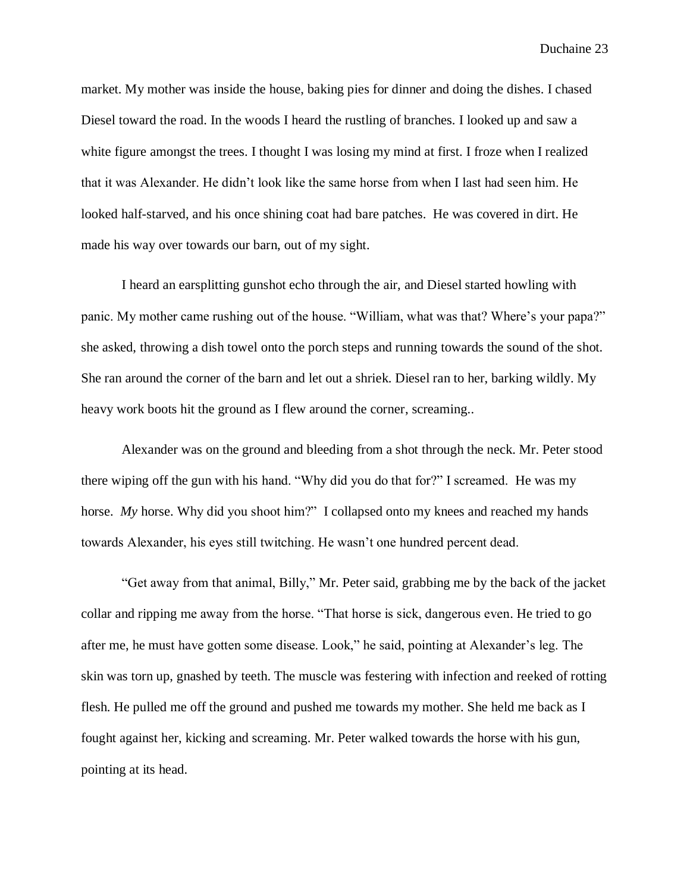market. My mother was inside the house, baking pies for dinner and doing the dishes. I chased Diesel toward the road. In the woods I heard the rustling of branches. I looked up and saw a white figure amongst the trees. I thought I was losing my mind at first. I froze when I realized that it was Alexander. He didn't look like the same horse from when I last had seen him. He looked half-starved, and his once shining coat had bare patches. He was covered in dirt. He made his way over towards our barn, out of my sight.

I heard an earsplitting gunshot echo through the air, and Diesel started howling with panic. My mother came rushing out of the house. "William, what was that? Where's your papa?" she asked, throwing a dish towel onto the porch steps and running towards the sound of the shot. She ran around the corner of the barn and let out a shriek. Diesel ran to her, barking wildly. My heavy work boots hit the ground as I flew around the corner, screaming..

Alexander was on the ground and bleeding from a shot through the neck. Mr. Peter stood there wiping off the gun with his hand. "Why did you do that for?" I screamed. He was my horse. *My* horse. Why did you shoot him?" I collapsed onto my knees and reached my hands towards Alexander, his eyes still twitching. He wasn't one hundred percent dead.

"Get away from that animal, Billy," Mr. Peter said, grabbing me by the back of the jacket collar and ripping me away from the horse. "That horse is sick, dangerous even. He tried to go after me, he must have gotten some disease. Look," he said, pointing at Alexander's leg. The skin was torn up, gnashed by teeth. The muscle was festering with infection and reeked of rotting flesh. He pulled me off the ground and pushed me towards my mother. She held me back as I fought against her, kicking and screaming. Mr. Peter walked towards the horse with his gun, pointing at its head.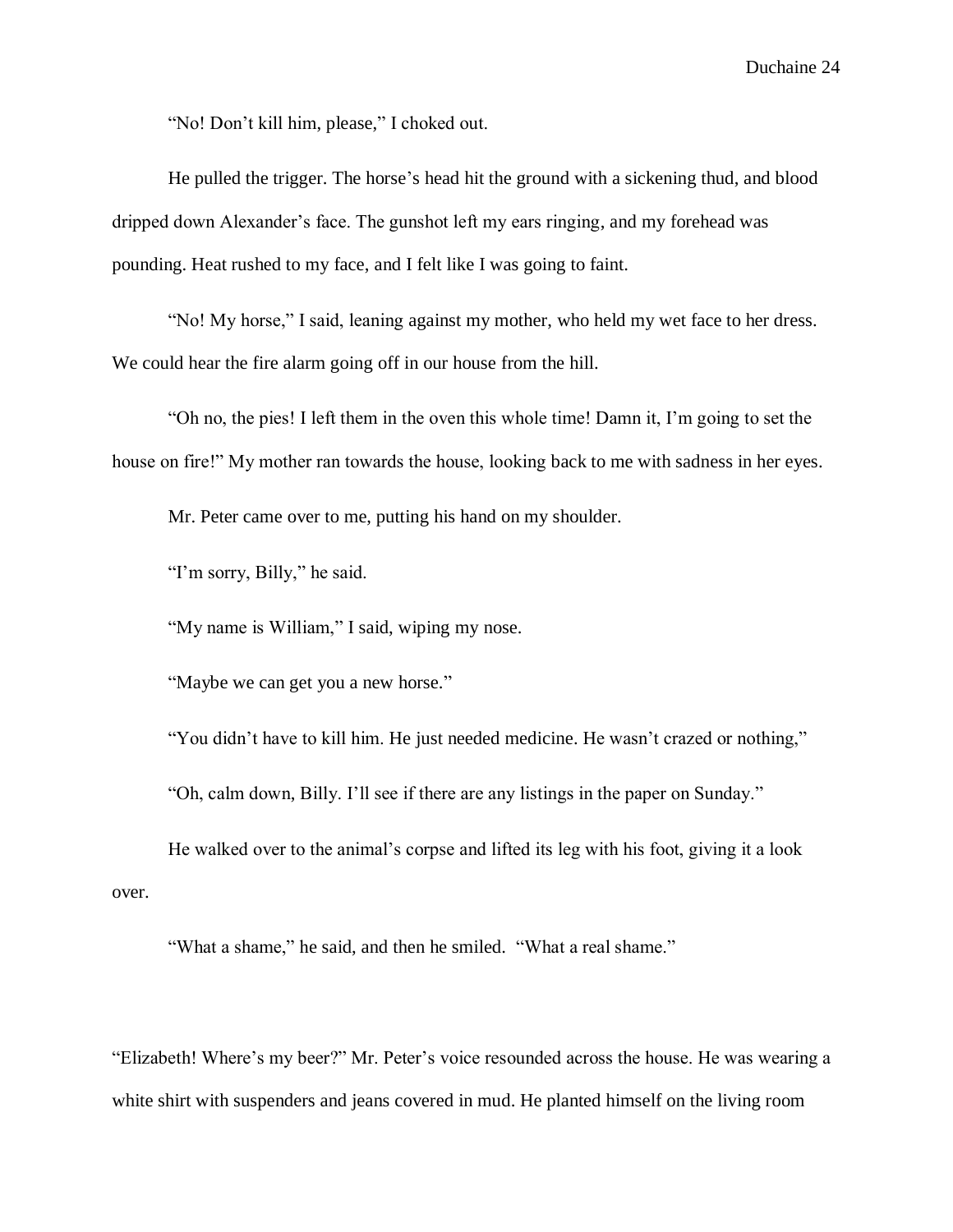"No! Don't kill him, please," I choked out.

He pulled the trigger. The horse's head hit the ground with a sickening thud, and blood dripped down Alexander's face. The gunshot left my ears ringing, and my forehead was pounding. Heat rushed to my face, and I felt like I was going to faint.

"No! My horse," I said, leaning against my mother, who held my wet face to her dress. We could hear the fire alarm going off in our house from the hill.

"Oh no, the pies! I left them in the oven this whole time! Damn it, I'm going to set the house on fire!" My mother ran towards the house, looking back to me with sadness in her eyes.

Mr. Peter came over to me, putting his hand on my shoulder.

"I'm sorry, Billy," he said.

"My name is William," I said, wiping my nose.

"Maybe we can get you a new horse."

"You didn't have to kill him. He just needed medicine. He wasn't crazed or nothing,"

"Oh, calm down, Billy. I'll see if there are any listings in the paper on Sunday."

He walked over to the animal's corpse and lifted its leg with his foot, giving it a look over.

"What a shame," he said, and then he smiled. "What a real shame."

"Elizabeth! Where's my beer?" Mr. Peter's voice resounded across the house. He was wearing a white shirt with suspenders and jeans covered in mud. He planted himself on the living room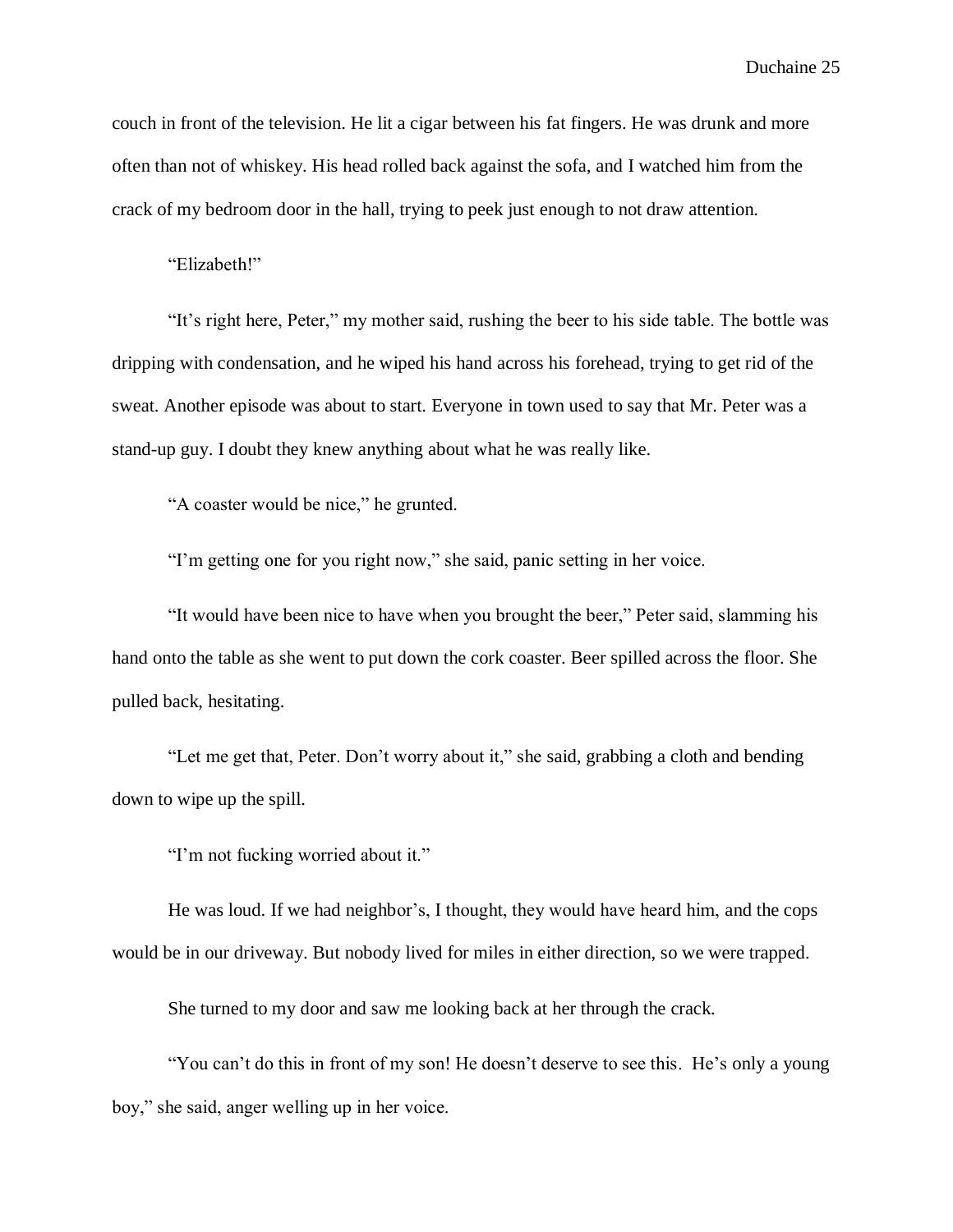couch in front of the television. He lit a cigar between his fat fingers. He was drunk and more often than not of whiskey. His head rolled back against the sofa, and I watched him from the crack of my bedroom door in the hall, trying to peek just enough to not draw attention.

"Elizabeth!"

"It's right here, Peter," my mother said, rushing the beer to his side table. The bottle was dripping with condensation, and he wiped his hand across his forehead, trying to get rid of the sweat. Another episode was about to start. Everyone in town used to say that Mr. Peter was a stand-up guy. I doubt they knew anything about what he was really like.

"A coaster would be nice," he grunted.

"I'm getting one for you right now," she said, panic setting in her voice.

"It would have been nice to have when you brought the beer," Peter said, slamming his hand onto the table as she went to put down the cork coaster. Beer spilled across the floor. She pulled back, hesitating.

"Let me get that, Peter. Don't worry about it," she said, grabbing a cloth and bending down to wipe up the spill.

"I'm not fucking worried about it."

He was loud. If we had neighbor's, I thought, they would have heard him, and the cops would be in our driveway. But nobody lived for miles in either direction, so we were trapped.

She turned to my door and saw me looking back at her through the crack.

"You can't do this in front of my son! He doesn't deserve to see this. He's only a young boy," she said, anger welling up in her voice.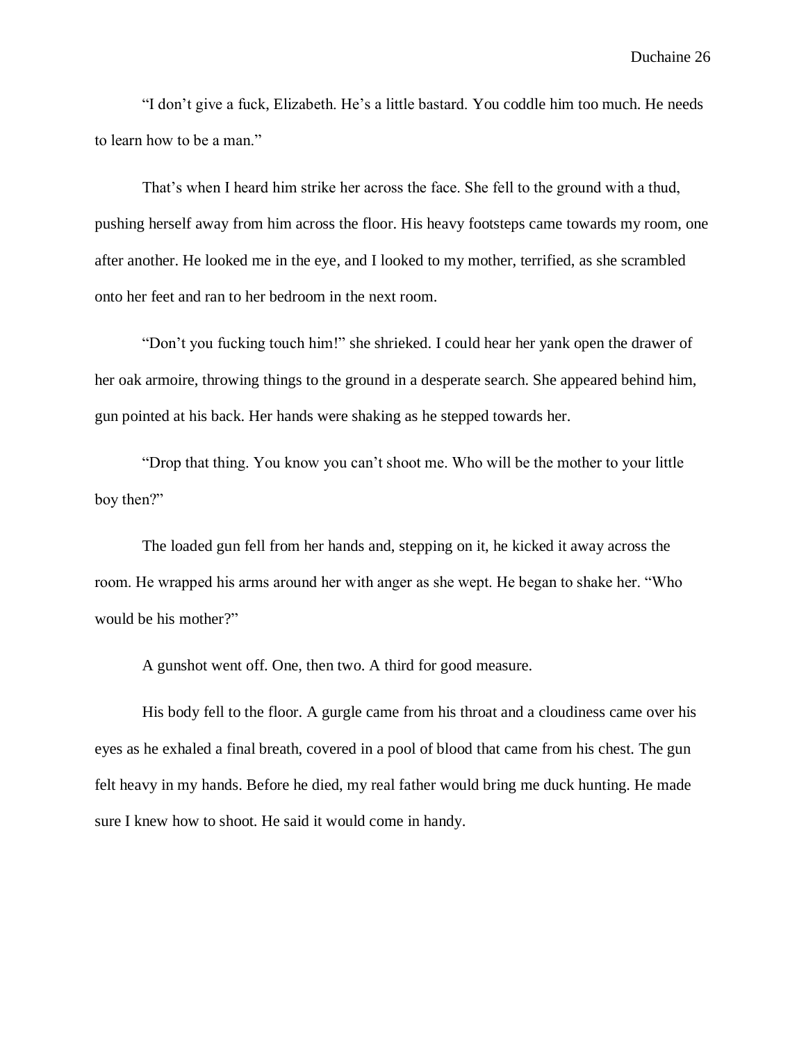"I don't give a fuck, Elizabeth. He's a little bastard. You coddle him too much. He needs to learn how to be a man."

That's when I heard him strike her across the face. She fell to the ground with a thud, pushing herself away from him across the floor. His heavy footsteps came towards my room, one after another. He looked me in the eye, and I looked to my mother, terrified, as she scrambled onto her feet and ran to her bedroom in the next room.

"Don't you fucking touch him!" she shrieked. I could hear her yank open the drawer of her oak armoire, throwing things to the ground in a desperate search. She appeared behind him, gun pointed at his back. Her hands were shaking as he stepped towards her.

"Drop that thing. You know you can't shoot me. Who will be the mother to your little boy then?"

The loaded gun fell from her hands and, stepping on it, he kicked it away across the room. He wrapped his arms around her with anger as she wept. He began to shake her. "Who would be his mother?"

A gunshot went off. One, then two. A third for good measure.

His body fell to the floor. A gurgle came from his throat and a cloudiness came over his eyes as he exhaled a final breath, covered in a pool of blood that came from his chest. The gun felt heavy in my hands. Before he died, my real father would bring me duck hunting. He made sure I knew how to shoot. He said it would come in handy.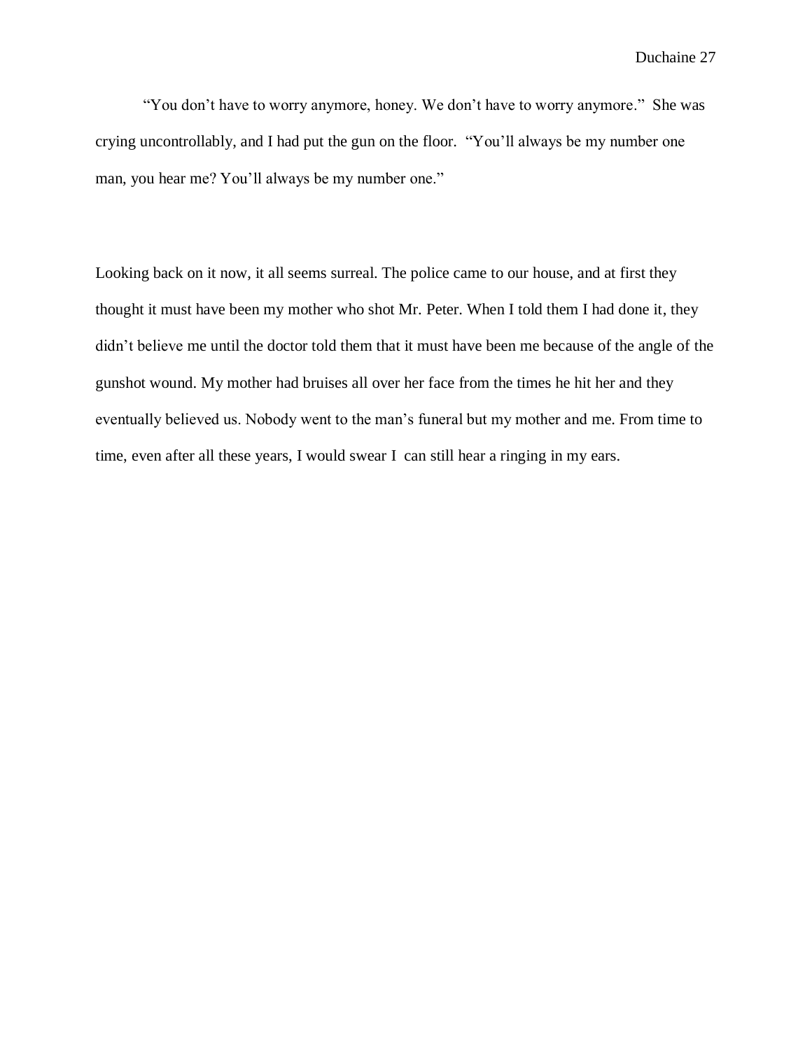"You don't have to worry anymore, honey. We don't have to worry anymore." She was crying uncontrollably, and I had put the gun on the floor. "You'll always be my number one man, you hear me? You'll always be my number one."

Looking back on it now, it all seems surreal. The police came to our house, and at first they thought it must have been my mother who shot Mr. Peter. When I told them I had done it, they didn't believe me until the doctor told them that it must have been me because of the angle of the gunshot wound. My mother had bruises all over her face from the times he hit her and they eventually believed us. Nobody went to the man's funeral but my mother and me. From time to time, even after all these years, I would swear I can still hear a ringing in my ears.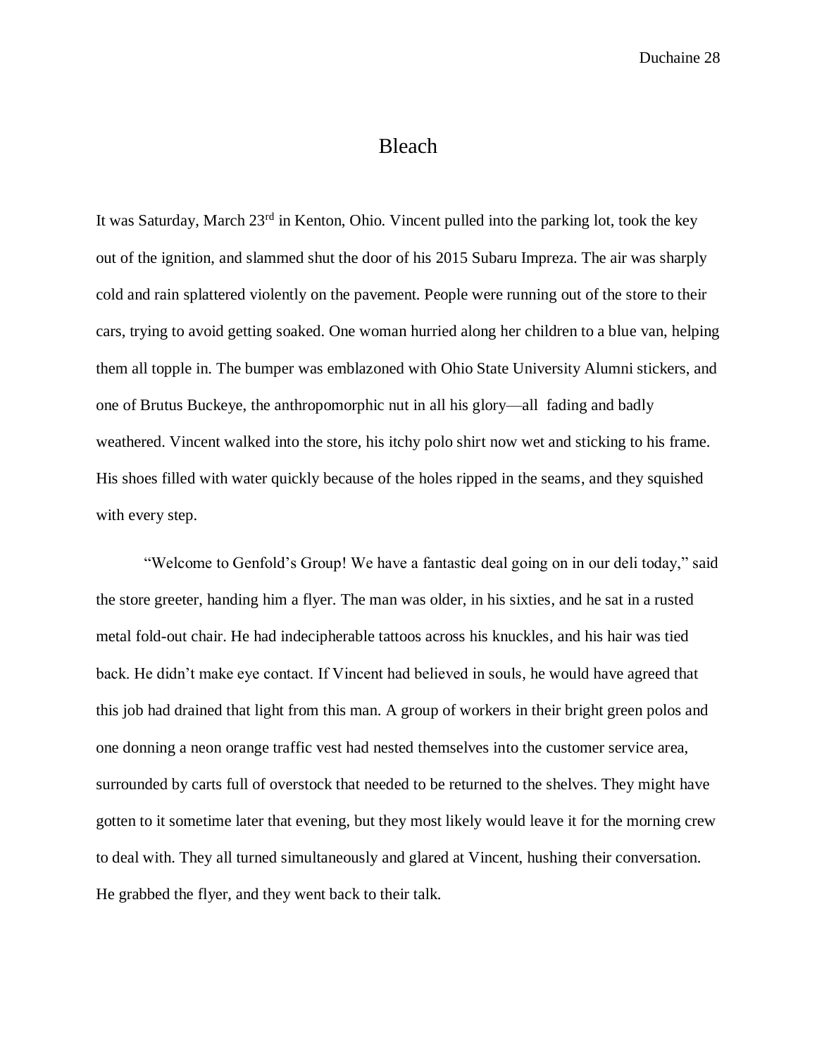# Bleach

It was Saturday, March 23rd in Kenton, Ohio. Vincent pulled into the parking lot, took the key out of the ignition, and slammed shut the door of his 2015 Subaru Impreza. The air was sharply cold and rain splattered violently on the pavement. People were running out of the store to their cars, trying to avoid getting soaked. One woman hurried along her children to a blue van, helping them all topple in. The bumper was emblazoned with Ohio State University Alumni stickers, and one of Brutus Buckeye, the anthropomorphic nut in all his glory—all fading and badly weathered. Vincent walked into the store, his itchy polo shirt now wet and sticking to his frame. His shoes filled with water quickly because of the holes ripped in the seams, and they squished with every step.

"Welcome to Genfold's Group! We have a fantastic deal going on in our deli today," said the store greeter, handing him a flyer. The man was older, in his sixties, and he sat in a rusted metal fold-out chair. He had indecipherable tattoos across his knuckles, and his hair was tied back. He didn't make eye contact. If Vincent had believed in souls, he would have agreed that this job had drained that light from this man. A group of workers in their bright green polos and one donning a neon orange traffic vest had nested themselves into the customer service area, surrounded by carts full of overstock that needed to be returned to the shelves. They might have gotten to it sometime later that evening, but they most likely would leave it for the morning crew to deal with. They all turned simultaneously and glared at Vincent, hushing their conversation. He grabbed the flyer, and they went back to their talk.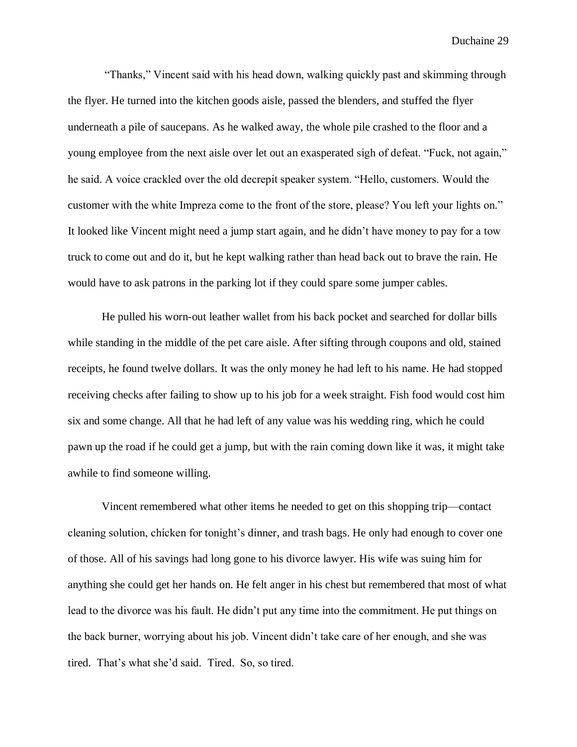"Thanks," Vincent said with his head down, walking quickly past and skimming through the flyer. He turned into the kitchen goods aisle, passed the blenders, and stuffed the flyer underneath a pile of saucepans. As he walked away, the whole pile crashed to the floor and a young employee from the next aisle over let out an exasperated sigh of defeat. "Fuck, not again," he said. A voice crackled over the old decrepit speaker system. "Hello, customers. Would the customer with the white Impreza come to the front of the store, please? You left your lights on." It looked like Vincent might need a jump start again, and he didn't have money to pay for a tow truck to come out and do it, but he kept walking rather than head back out to brave the rain. He would have to ask patrons in the parking lot if they could spare some jumper cables.

He pulled his worn-out leather wallet from his back pocket and searched for dollar bills while standing in the middle of the pet care aisle. After sifting through coupons and old, stained receipts, he found twelve dollars. It was the only money he had left to his name. He had stopped receiving checks after failing to show up to his job for a week straight. Fish food would cost him six and some change. All that he had left of any value was his wedding ring, which he could pawn up the road if he could get a jump, but with the rain coming down like it was, it might take awhile to find someone willing.

Vincent remembered what other items he needed to get on this shopping trip—contact cleaning solution, chicken for tonight's dinner, and trash bags. He only had enough to cover one of those. All of his savings had long gone to his divorce lawyer. His wife was suing him for anything she could get her hands on. He felt anger in his chest but remembered that most of what lead to the divorce was his fault. He didn't put any time into the commitment. He put things on the back burner, worrying about his job. Vincent didn't take care of her enough, and she was tired. That's what she'd said. Tired. So, so tired.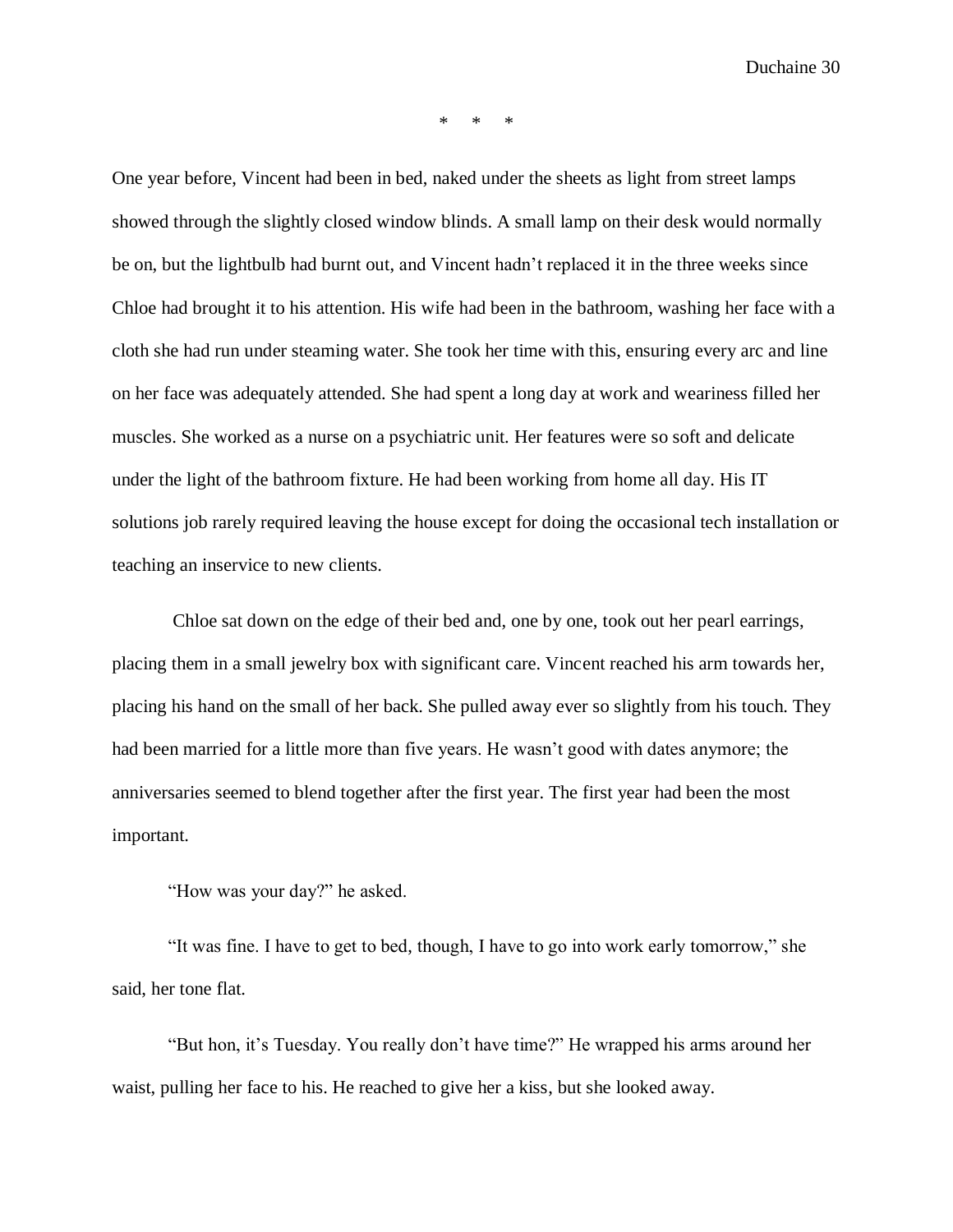\*    \*    \*

One year before, Vincent had been in bed, naked under the sheets as light from street lamps showed through the slightly closed window blinds. A small lamp on their desk would normally be on, but the lightbulb had burnt out, and Vincent hadn't replaced it in the three weeks since Chloe had brought it to his attention. His wife had been in the bathroom, washing her face with a cloth she had run under steaming water. She took her time with this, ensuring every arc and line on her face was adequately attended. She had spent a long day at work and weariness filled her muscles. She worked as a nurse on a psychiatric unit. Her features were so soft and delicate under the light of the bathroom fixture. He had been working from home all day. His IT solutions job rarely required leaving the house except for doing the occasional tech installation or teaching an inservice to new clients.

Chloe sat down on the edge of their bed and, one by one, took out her pearl earrings, placing them in a small jewelry box with significant care. Vincent reached his arm towards her, placing his hand on the small of her back. She pulled away ever so slightly from his touch. They had been married for a little more than five years. He wasn't good with dates anymore; the anniversaries seemed to blend together after the first year. The first year had been the most important.

"How was your day?" he asked.

"It was fine. I have to get to bed, though, I have to go into work early tomorrow," she said, her tone flat.

"But hon, it's Tuesday. You really don't have time?" He wrapped his arms around her waist, pulling her face to his. He reached to give her a kiss, but she looked away.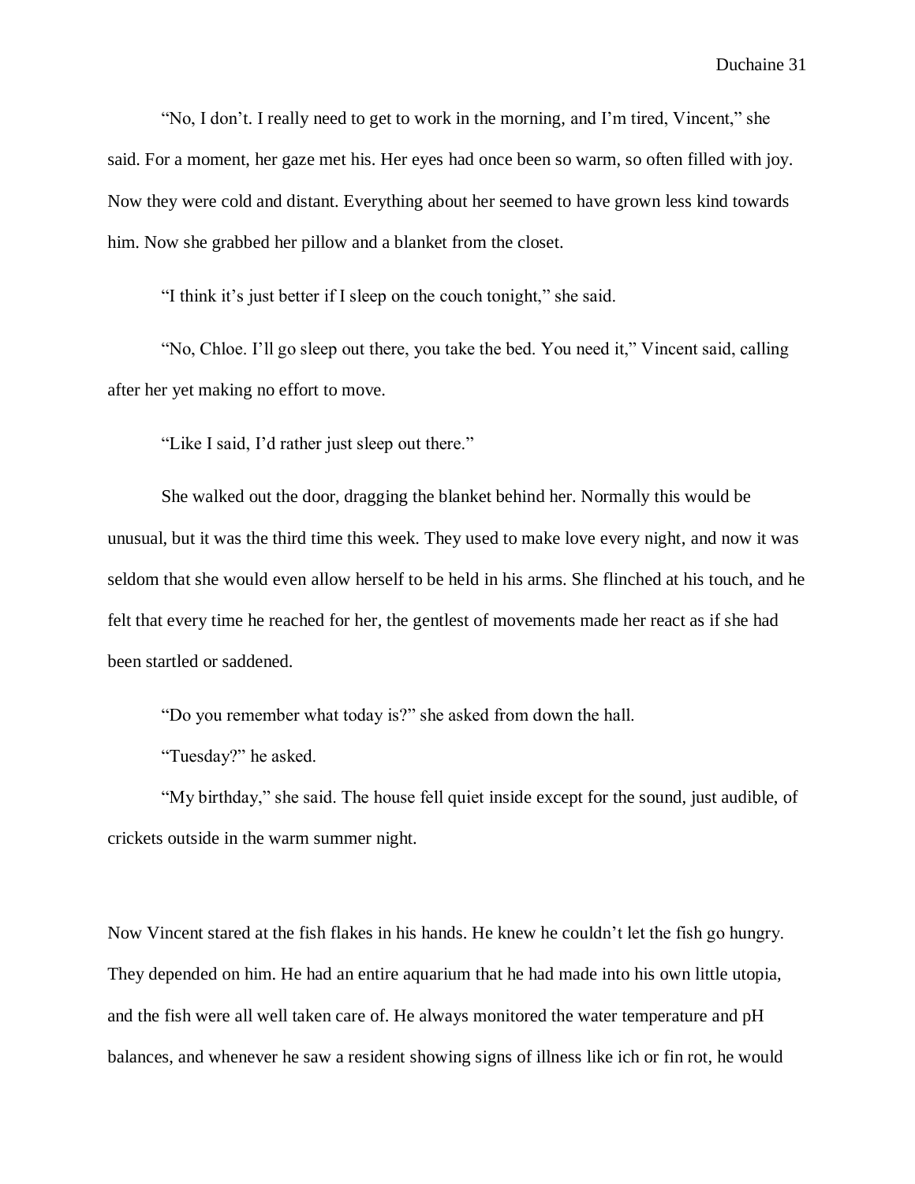"No, I don't. I really need to get to work in the morning, and I'm tired, Vincent," she said. For a moment, her gaze met his. Her eyes had once been so warm, so often filled with joy. Now they were cold and distant. Everything about her seemed to have grown less kind towards him. Now she grabbed her pillow and a blanket from the closet.

"I think it's just better if I sleep on the couch tonight," she said.

"No, Chloe. I'll go sleep out there, you take the bed. You need it," Vincent said, calling after her yet making no effort to move.

"Like I said, I'd rather just sleep out there."

She walked out the door, dragging the blanket behind her. Normally this would be unusual, but it was the third time this week. They used to make love every night, and now it was seldom that she would even allow herself to be held in his arms. She flinched at his touch, and he felt that every time he reached for her, the gentlest of movements made her react as if she had been startled or saddened.

"Do you remember what today is?" she asked from down the hall.

"Tuesday?" he asked.

"My birthday," she said. The house fell quiet inside except for the sound, just audible, of crickets outside in the warm summer night.

Now Vincent stared at the fish flakes in his hands. He knew he couldn't let the fish go hungry. They depended on him. He had an entire aquarium that he had made into his own little utopia, and the fish were all well taken care of. He always monitored the water temperature and pH balances, and whenever he saw a resident showing signs of illness like ich or fin rot, he would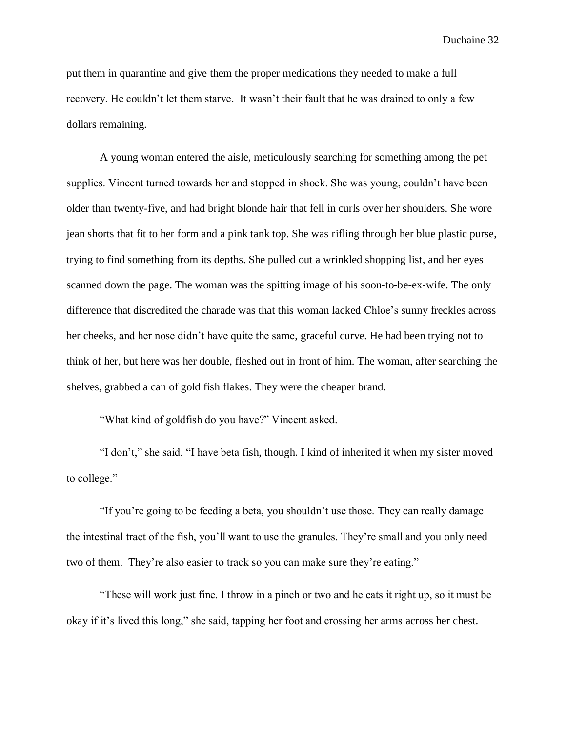put them in quarantine and give them the proper medications they needed to make a full recovery. He couldn't let them starve. It wasn't their fault that he was drained to only a few dollars remaining.

A young woman entered the aisle, meticulously searching for something among the pet supplies. Vincent turned towards her and stopped in shock. She was young, couldn't have been older than twenty-five, and had bright blonde hair that fell in curls over her shoulders. She wore jean shorts that fit to her form and a pink tank top. She was rifling through her blue plastic purse, trying to find something from its depths. She pulled out a wrinkled shopping list, and her eyes scanned down the page. The woman was the spitting image of his soon-to-be-ex-wife. The only difference that discredited the charade was that this woman lacked Chloe's sunny freckles across her cheeks, and her nose didn't have quite the same, graceful curve. He had been trying not to think of her, but here was her double, fleshed out in front of him. The woman, after searching the shelves, grabbed a can of gold fish flakes. They were the cheaper brand.

"What kind of goldfish do you have?" Vincent asked.

"I don't," she said. "I have beta fish, though. I kind of inherited it when my sister moved to college."

"If you're going to be feeding a beta, you shouldn't use those. They can really damage the intestinal tract of the fish, you'll want to use the granules. They're small and you only need two of them. They're also easier to track so you can make sure they're eating."

"These will work just fine. I throw in a pinch or two and he eats it right up, so it must be okay if it's lived this long," she said, tapping her foot and crossing her arms across her chest.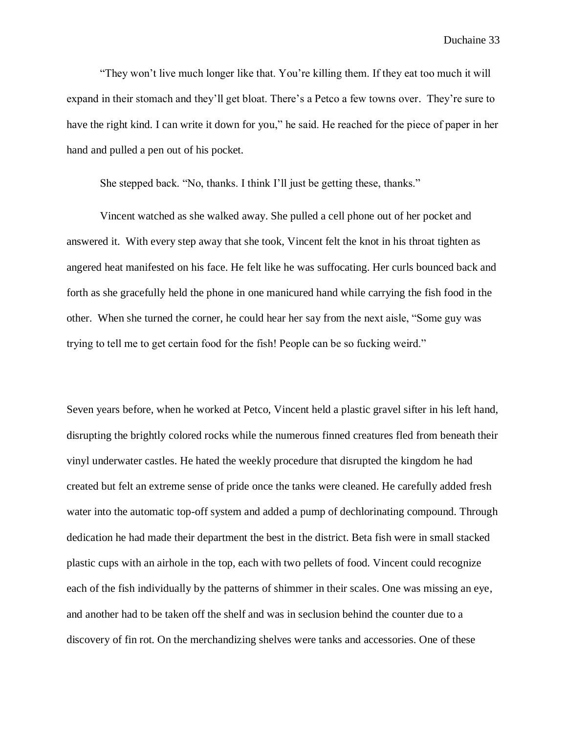"They won't live much longer like that. You're killing them. If they eat too much it will expand in their stomach and they'll get bloat. There's a Petco a few towns over. They're sure to have the right kind. I can write it down for you," he said. He reached for the piece of paper in her hand and pulled a pen out of his pocket.

She stepped back. "No, thanks. I think I'll just be getting these, thanks."

Vincent watched as she walked away. She pulled a cell phone out of her pocket and answered it. With every step away that she took, Vincent felt the knot in his throat tighten as angered heat manifested on his face. He felt like he was suffocating. Her curls bounced back and forth as she gracefully held the phone in one manicured hand while carrying the fish food in the other. When she turned the corner, he could hear her say from the next aisle, "Some guy was trying to tell me to get certain food for the fish! People can be so fucking weird."

Seven years before, when he worked at Petco, Vincent held a plastic gravel sifter in his left hand, disrupting the brightly colored rocks while the numerous finned creatures fled from beneath their vinyl underwater castles. He hated the weekly procedure that disrupted the kingdom he had created but felt an extreme sense of pride once the tanks were cleaned. He carefully added fresh water into the automatic top-off system and added a pump of dechlorinating compound. Through dedication he had made their department the best in the district. Beta fish were in small stacked plastic cups with an airhole in the top, each with two pellets of food. Vincent could recognize each of the fish individually by the patterns of shimmer in their scales. One was missing an eye, and another had to be taken off the shelf and was in seclusion behind the counter due to a discovery of fin rot. On the merchandizing shelves were tanks and accessories. One of these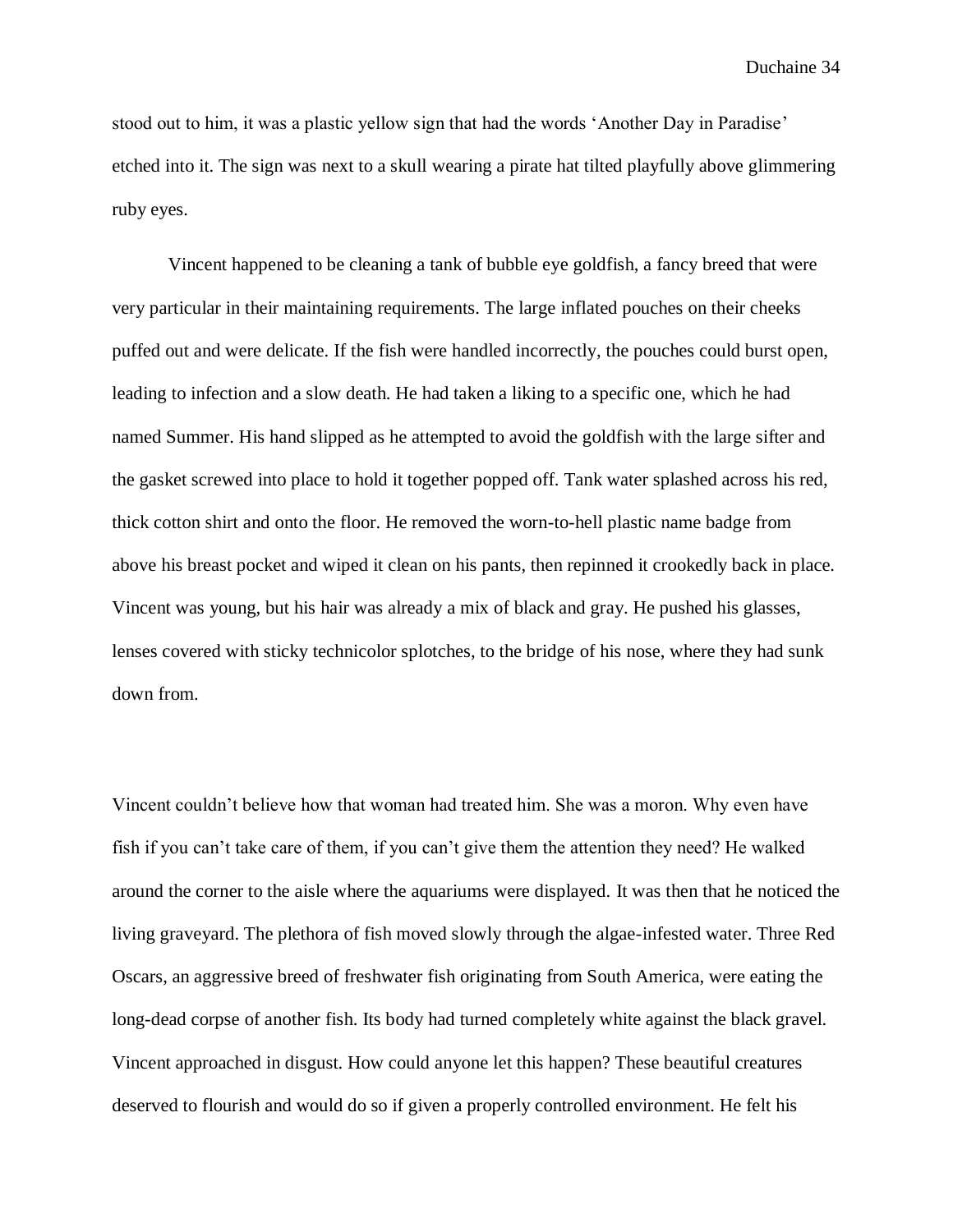stood out to him, it was a plastic yellow sign that had the words 'Another Day in Paradise' etched into it. The sign was next to a skull wearing a pirate hat tilted playfully above glimmering ruby eyes.

Vincent happened to be cleaning a tank of bubble eye goldfish, a fancy breed that were very particular in their maintaining requirements. The large inflated pouches on their cheeks puffed out and were delicate. If the fish were handled incorrectly, the pouches could burst open, leading to infection and a slow death. He had taken a liking to a specific one, which he had named Summer. His hand slipped as he attempted to avoid the goldfish with the large sifter and the gasket screwed into place to hold it together popped off. Tank water splashed across his red, thick cotton shirt and onto the floor. He removed the worn-to-hell plastic name badge from above his breast pocket and wiped it clean on his pants, then repinned it crookedly back in place. Vincent was young, but his hair was already a mix of black and gray. He pushed his glasses, lenses covered with sticky technicolor splotches, to the bridge of his nose, where they had sunk down from.

Vincent couldn't believe how that woman had treated him. She was a moron. Why even have fish if you can't take care of them, if you can't give them the attention they need? He walked around the corner to the aisle where the aquariums were displayed. It was then that he noticed the living graveyard. The plethora of fish moved slowly through the algae-infested water. Three Red Oscars, an aggressive breed of freshwater fish originating from South America, were eating the long-dead corpse of another fish. Its body had turned completely white against the black gravel. Vincent approached in disgust. How could anyone let this happen? These beautiful creatures deserved to flourish and would do so if given a properly controlled environment. He felt his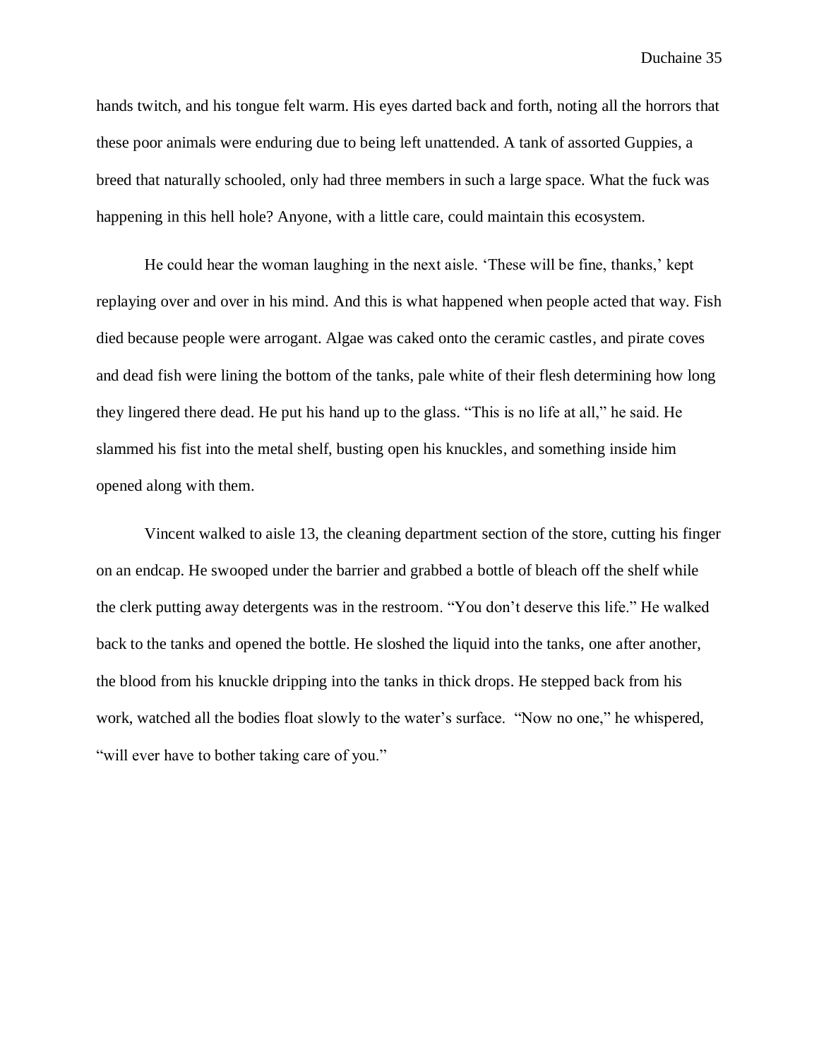hands twitch, and his tongue felt warm. His eyes darted back and forth, noting all the horrors that these poor animals were enduring due to being left unattended. A tank of assorted Guppies, a breed that naturally schooled, only had three members in such a large space. What the fuck was happening in this hell hole? Anyone, with a little care, could maintain this ecosystem.

He could hear the woman laughing in the next aisle. 'These will be fine, thanks,' kept replaying over and over in his mind. And this is what happened when people acted that way. Fish died because people were arrogant. Algae was caked onto the ceramic castles, and pirate coves and dead fish were lining the bottom of the tanks, pale white of their flesh determining how long they lingered there dead. He put his hand up to the glass. "This is no life at all," he said. He slammed his fist into the metal shelf, busting open his knuckles, and something inside him opened along with them.

Vincent walked to aisle 13, the cleaning department section of the store, cutting his finger on an endcap. He swooped under the barrier and grabbed a bottle of bleach off the shelf while the clerk putting away detergents was in the restroom. "You don't deserve this life." He walked back to the tanks and opened the bottle. He sloshed the liquid into the tanks, one after another, the blood from his knuckle dripping into the tanks in thick drops. He stepped back from his work, watched all the bodies float slowly to the water's surface. "Now no one," he whispered, "will ever have to bother taking care of you."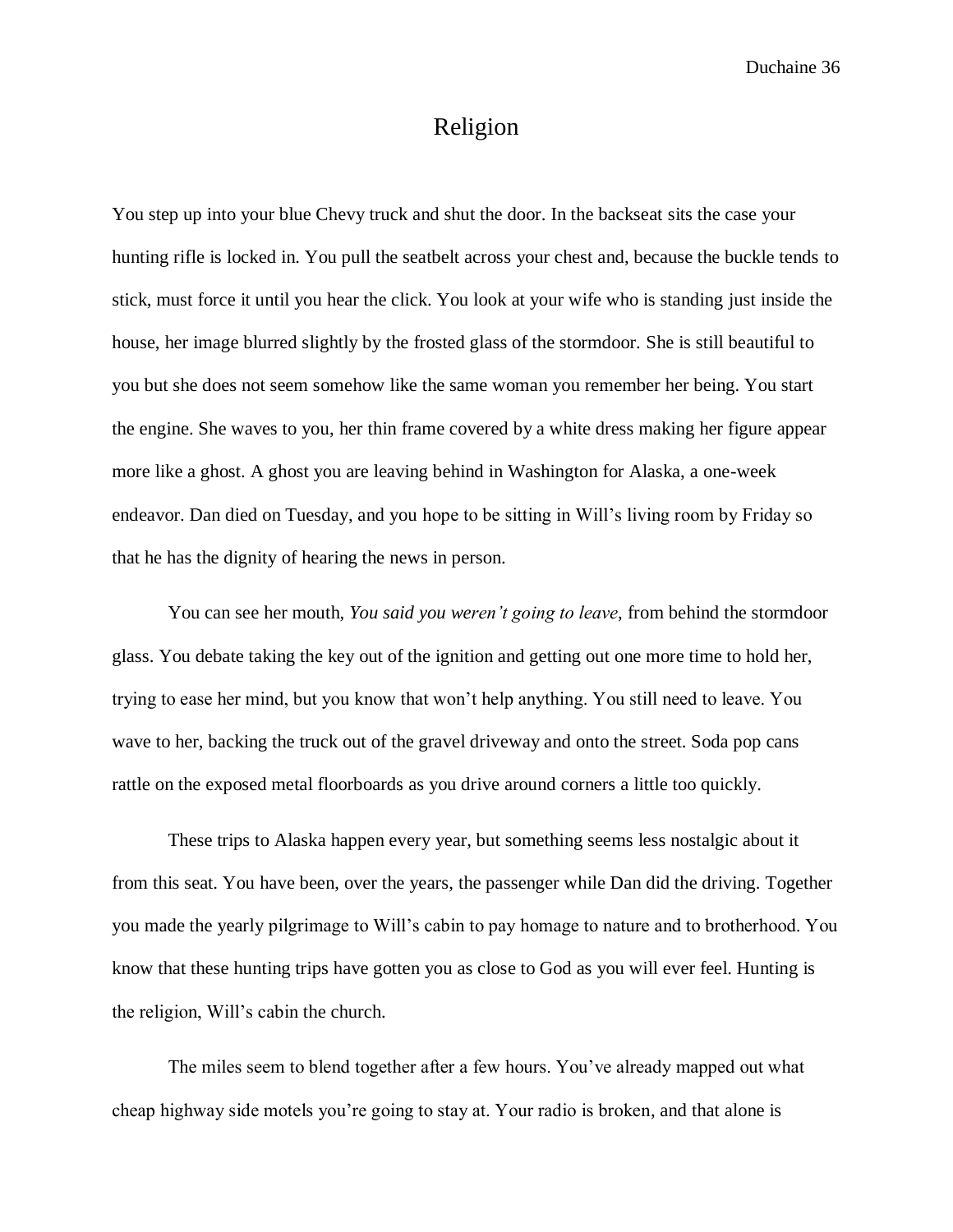# Religion

You step up into your blue Chevy truck and shut the door. In the backseat sits the case your hunting rifle is locked in. You pull the seatbelt across your chest and, because the buckle tends to stick, must force it until you hear the click. You look at your wife who is standing just inside the house, her image blurred slightly by the frosted glass of the stormdoor. She is still beautiful to you but she does not seem somehow like the same woman you remember her being. You start the engine. She waves to you, her thin frame covered by a white dress making her figure appear more like a ghost. A ghost you are leaving behind in Washington for Alaska, a one-week endeavor. Dan died on Tuesday, and you hope to be sitting in Will's living room by Friday so that he has the dignity of hearing the news in person.

You can see her mouth, *You said you weren't going to leave*, from behind the stormdoor glass. You debate taking the key out of the ignition and getting out one more time to hold her, trying to ease her mind, but you know that won't help anything. You still need to leave. You wave to her, backing the truck out of the gravel driveway and onto the street. Soda pop cans rattle on the exposed metal floorboards as you drive around corners a little too quickly.

These trips to Alaska happen every year, but something seems less nostalgic about it from this seat. You have been, over the years, the passenger while Dan did the driving. Together you made the yearly pilgrimage to Will's cabin to pay homage to nature and to brotherhood. You know that these hunting trips have gotten you as close to God as you will ever feel. Hunting is the religion, Will's cabin the church.

The miles seem to blend together after a few hours. You've already mapped out what cheap highway side motels you're going to stay at. Your radio is broken, and that alone is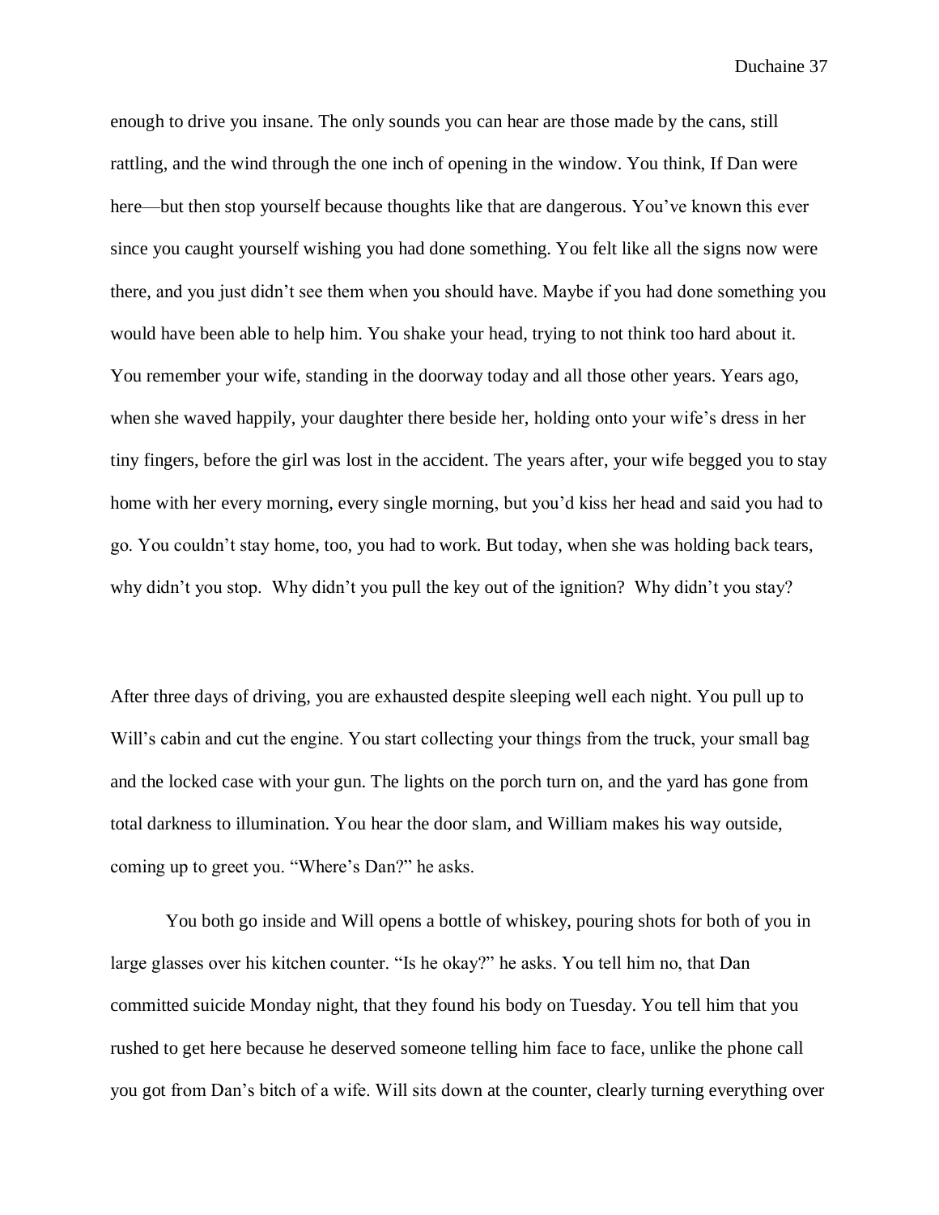enough to drive you insane. The only sounds you can hear are those made by the cans, still rattling, and the wind through the one inch of opening in the window. You think, If Dan were here—but then stop yourself because thoughts like that are dangerous. You've known this ever since you caught yourself wishing you had done something. You felt like all the signs now were there, and you just didn't see them when you should have. Maybe if you had done something you would have been able to help him. You shake your head, trying to not think too hard about it. You remember your wife, standing in the doorway today and all those other years. Years ago, when she waved happily, your daughter there beside her, holding onto your wife's dress in her tiny fingers, before the girl was lost in the accident. The years after, your wife begged you to stay home with her every morning, every single morning, but you'd kiss her head and said you had to go. You couldn't stay home, too, you had to work. But today, when she was holding back tears, why didn't you stop. Why didn't you pull the key out of the ignition? Why didn't you stay?

After three days of driving, you are exhausted despite sleeping well each night. You pull up to Will's cabin and cut the engine. You start collecting your things from the truck, your small bag and the locked case with your gun. The lights on the porch turn on, and the yard has gone from total darkness to illumination. You hear the door slam, and William makes his way outside, coming up to greet you. "Where's Dan?" he asks.

You both go inside and Will opens a bottle of whiskey, pouring shots for both of you in large glasses over his kitchen counter. "Is he okay?" he asks. You tell him no, that Dan committed suicide Monday night, that they found his body on Tuesday. You tell him that you rushed to get here because he deserved someone telling him face to face, unlike the phone call you got from Dan's bitch of a wife. Will sits down at the counter, clearly turning everything over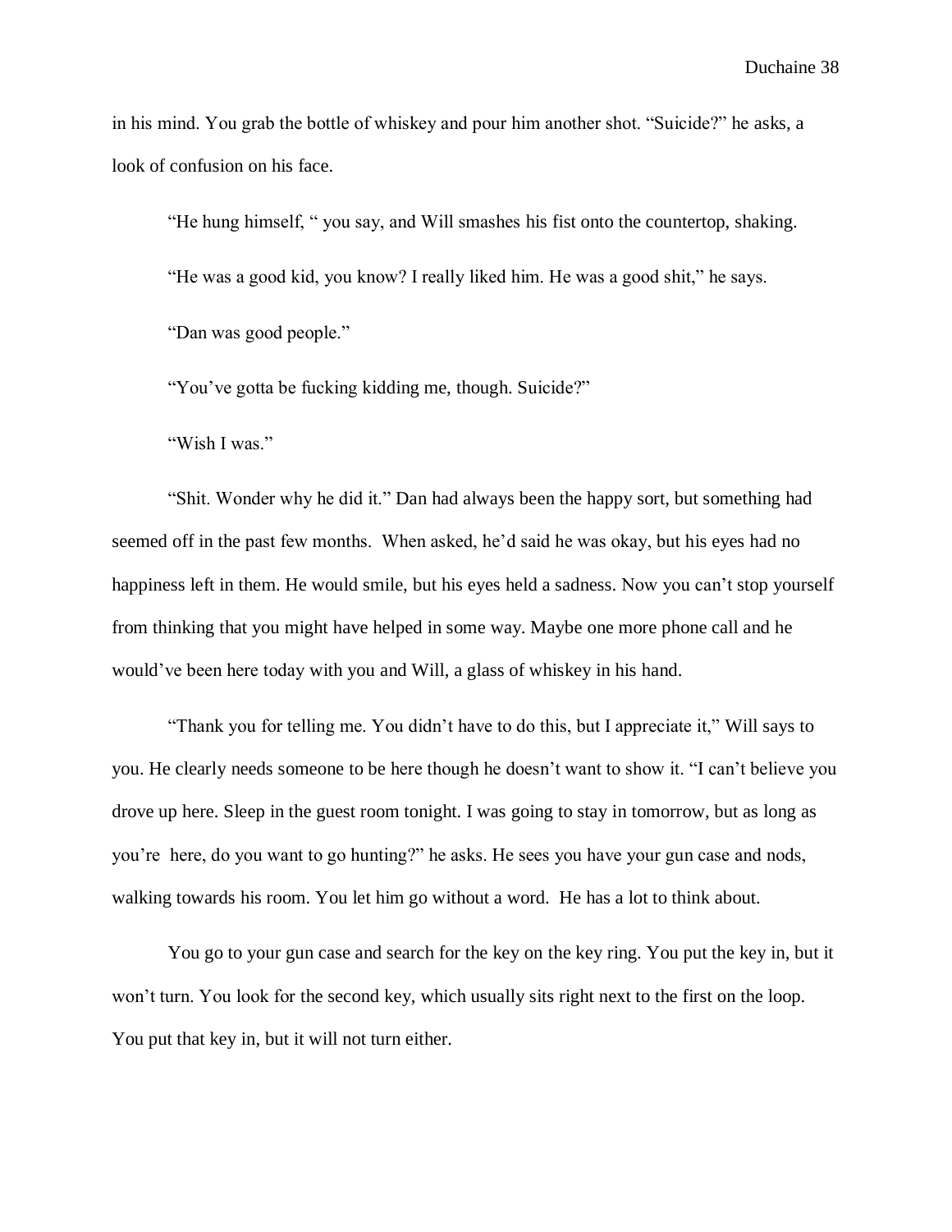in his mind. You grab the bottle of whiskey and pour him another shot. "Suicide?" he asks, a look of confusion on his face.

"He hung himself, " you say, and Will smashes his fist onto the countertop, shaking.

"He was a good kid, you know? I really liked him. He was a good shit," he says.

"Dan was good people."

"You've gotta be fucking kidding me, though. Suicide?"

"Wish I was."

"Shit. Wonder why he did it." Dan had always been the happy sort, but something had seemed off in the past few months. When asked, he'd said he was okay, but his eyes had no happiness left in them. He would smile, but his eyes held a sadness. Now you can't stop yourself from thinking that you might have helped in some way. Maybe one more phone call and he would've been here today with you and Will, a glass of whiskey in his hand.

"Thank you for telling me. You didn't have to do this, but I appreciate it," Will says to you. He clearly needs someone to be here though he doesn't want to show it. "I can't believe you drove up here. Sleep in the guest room tonight. I was going to stay in tomorrow, but as long as you're here, do you want to go hunting?" he asks. He sees you have your gun case and nods, walking towards his room. You let him go without a word. He has a lot to think about.

You go to your gun case and search for the key on the key ring. You put the key in, but it won't turn. You look for the second key, which usually sits right next to the first on the loop. You put that key in, but it will not turn either.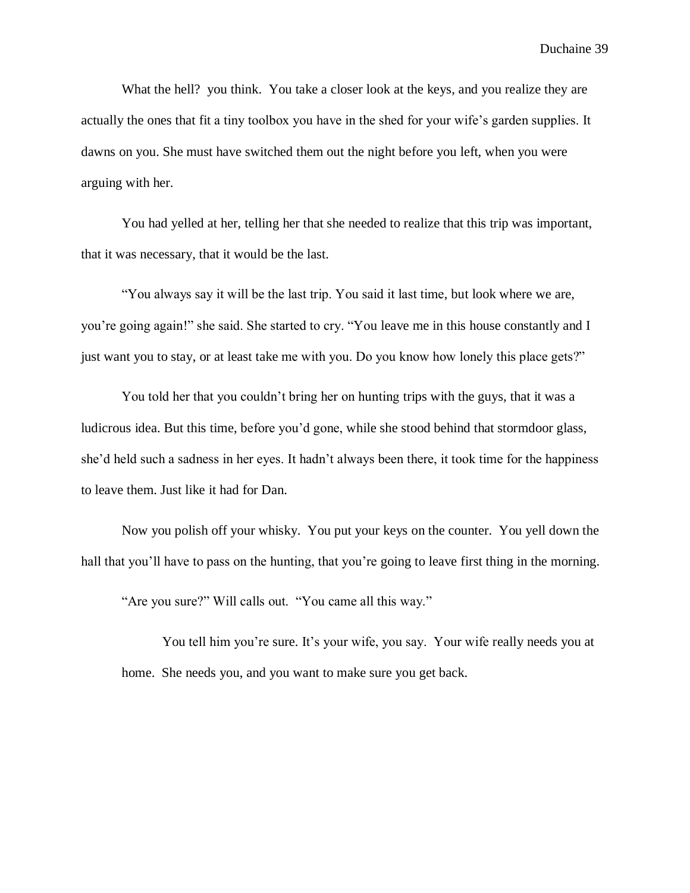What the hell? you think. You take a closer look at the keys, and you realize they are actually the ones that fit a tiny toolbox you have in the shed for your wife's garden supplies. It dawns on you. She must have switched them out the night before you left, when you were arguing with her.

You had yelled at her, telling her that she needed to realize that this trip was important, that it was necessary, that it would be the last.

"You always say it will be the last trip. You said it last time, but look where we are, you're going again!" she said. She started to cry. "You leave me in this house constantly and I just want you to stay, or at least take me with you. Do you know how lonely this place gets?"

You told her that you couldn't bring her on hunting trips with the guys, that it was a ludicrous idea. But this time, before you'd gone, while she stood behind that stormdoor glass, she'd held such a sadness in her eyes. It hadn't always been there, it took time for the happiness to leave them. Just like it had for Dan.

Now you polish off your whisky. You put your keys on the counter. You yell down the hall that you'll have to pass on the hunting, that you're going to leave first thing in the morning.

"Are you sure?" Will calls out. "You came all this way."

You tell him you're sure. It's your wife, you say. Your wife really needs you at home. She needs you, and you want to make sure you get back.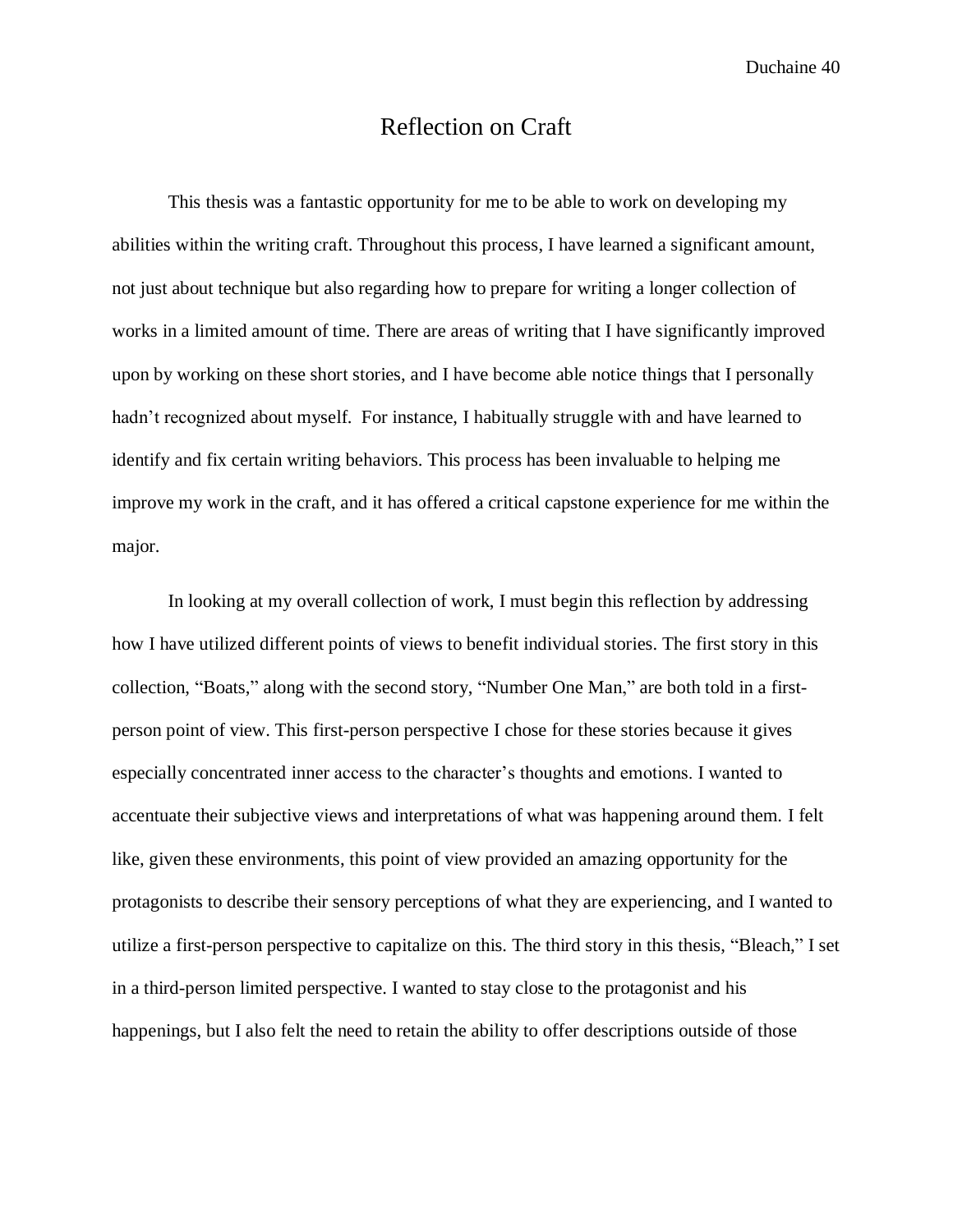# Reflection on Craft

This thesis was a fantastic opportunity for me to be able to work on developing my abilities within the writing craft. Throughout this process, I have learned a significant amount, not just about technique but also regarding how to prepare for writing a longer collection of works in a limited amount of time. There are areas of writing that I have significantly improved upon by working on these short stories, and I have become able notice things that I personally hadn't recognized about myself. For instance, I habitually struggle with and have learned to identify and fix certain writing behaviors. This process has been invaluable to helping me improve my work in the craft, and it has offered a critical capstone experience for me within the major.

In looking at my overall collection of work, I must begin this reflection by addressing how I have utilized different points of views to benefit individual stories. The first story in this collection, "Boats," along with the second story, "Number One Man," are both told in a first-person point of view. This first-person perspective I chose for these stories because it gives especially concentrated inner access to the character's thoughts and emotions. I wanted to accentuate their subjective views and interpretations of what was happening around them. I felt like, given these environments, this point of view provided an amazing opportunity for the protagonists to describe their sensory perceptions of what they are experiencing, and I wanted to utilize a first-person perspective to capitalize on this. The third story in this thesis, "Bleach," I set in a third-person limited perspective. I wanted to stay close to the protagonist and his happenings, but I also felt the need to retain the ability to offer descriptions outside of those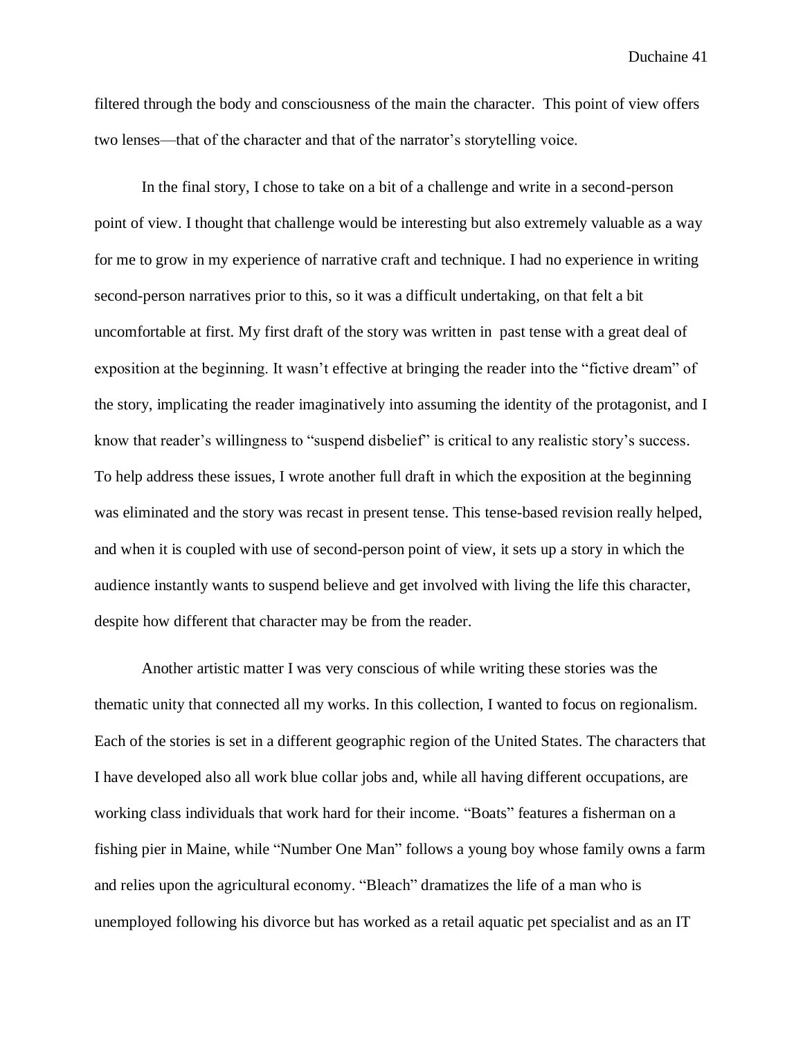filtered through the body and consciousness of the main the character.  This point of view offers two lenses—that of the character and that of the narrator's storytelling voice.

In the final story, I chose to take on a bit of a challenge and write in a second-person point of view. I thought that challenge would be interesting but also extremely valuable as a way for me to grow in my experience of narrative craft and technique. I had no experience in writing second-person narratives prior to this, so it was a difficult undertaking, on that felt a bit uncomfortable at first. My first draft of the story was written in  past tense with a great deal of exposition at the beginning. It wasn't effective at bringing the reader into the "fictive dream" of the story, implicating the reader imaginatively into assuming the identity of the protagonist, and I know that reader's willingness to "suspend disbelief" is critical to any realistic story's success. To help address these issues, I wrote another full draft in which the exposition at the beginning was eliminated and the story was recast in present tense. This tense-based revision really helped, and when it is coupled with use of second-person point of view, it sets up a story in which the audience instantly wants to suspend believe and get involved with living the life this character, despite how different that character may be from the reader.

Another artistic matter I was very conscious of while writing these stories was the thematic unity that connected all my works. In this collection, I wanted to focus on regionalism. Each of the stories is set in a different geographic region of the United States. The characters that I have developed also all work blue collar jobs and, while all having different occupations, are working class individuals that work hard for their income. "Boats" features a fisherman on a fishing pier in Maine, while "Number One Man" follows a young boy whose family owns a farm and relies upon the agricultural economy. "Bleach" dramatizes the life of a man who is unemployed following his divorce but has worked as a retail aquatic pet specialist and as an IT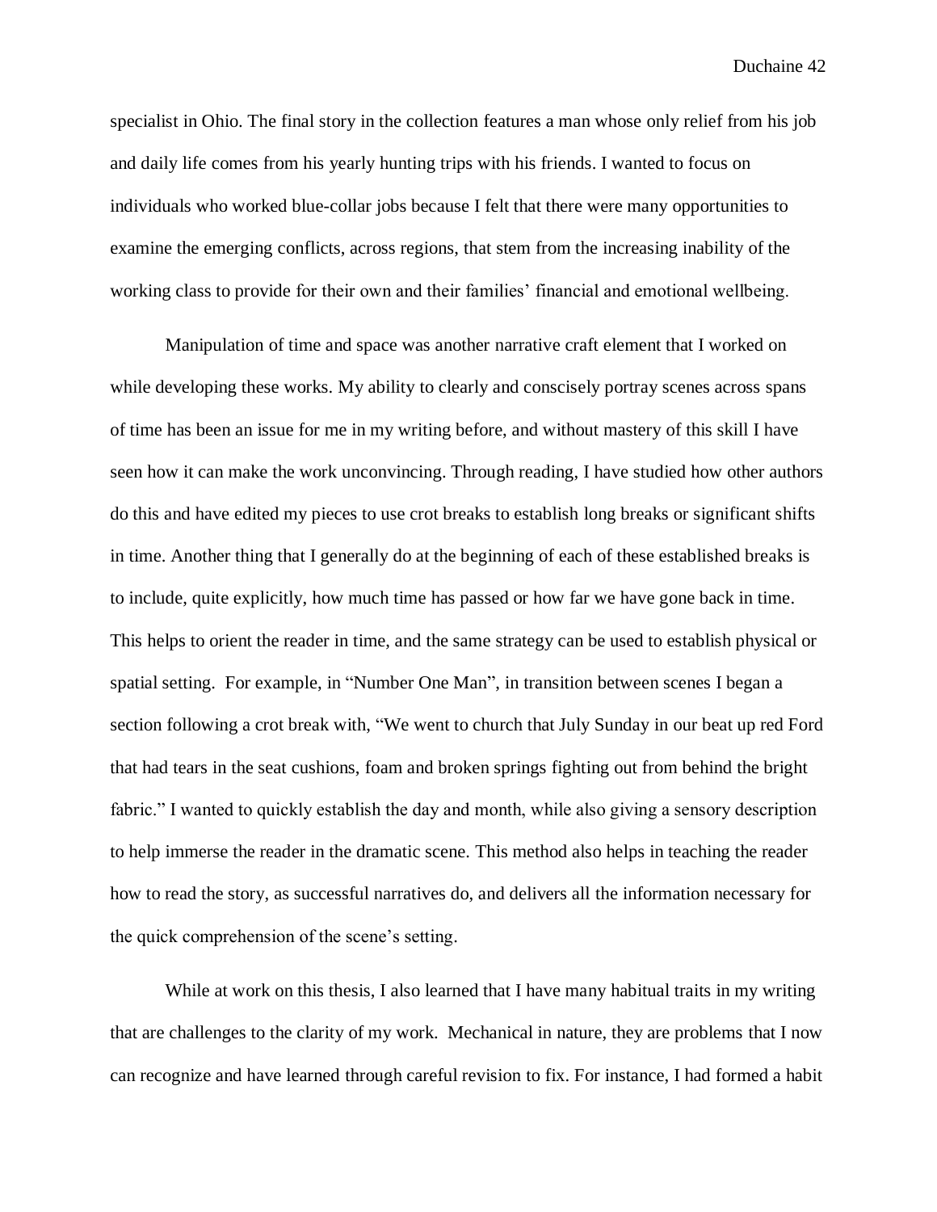specialist in Ohio. The final story in the collection features a man whose only relief from his job and daily life comes from his yearly hunting trips with his friends. I wanted to focus on individuals who worked blue-collar jobs because I felt that there were many opportunities to examine the emerging conflicts, across regions, that stem from the increasing inability of the working class to provide for their own and their families' financial and emotional wellbeing.

Manipulation of time and space was another narrative craft element that I worked on while developing these works. My ability to clearly and conscisely portray scenes across spans of time has been an issue for me in my writing before, and without mastery of this skill I have seen how it can make the work unconvincing. Through reading, I have studied how other authors do this and have edited my pieces to use crot breaks to establish long breaks or significant shifts in time. Another thing that I generally do at the beginning of each of these established breaks is to include, quite explicitly, how much time has passed or how far we have gone back in time. This helps to orient the reader in time, and the same strategy can be used to establish physical or spatial setting. For example, in "Number One Man", in transition between scenes I began a section following a crot break with, "We went to church that July Sunday in our beat up red Ford that had tears in the seat cushions, foam and broken springs fighting out from behind the bright fabric." I wanted to quickly establish the day and month, while also giving a sensory description to help immerse the reader in the dramatic scene. This method also helps in teaching the reader how to read the story, as successful narratives do, and delivers all the information necessary for the quick comprehension of the scene's setting.

While at work on this thesis, I also learned that I have many habitual traits in my writing that are challenges to the clarity of my work. Mechanical in nature, they are problems that I now can recognize and have learned through careful revision to fix. For instance, I had formed a habit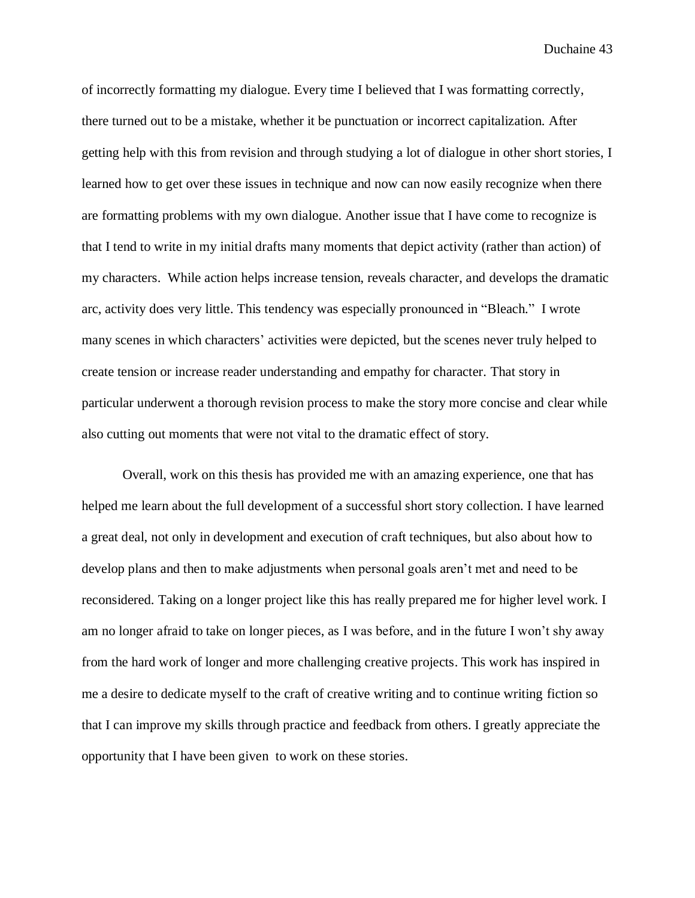of incorrectly formatting my dialogue. Every time I believed that I was formatting correctly, there turned out to be a mistake, whether it be punctuation or incorrect capitalization. After getting help with this from revision and through studying a lot of dialogue in other short stories, I learned how to get over these issues in technique and now can now easily recognize when there are formatting problems with my own dialogue. Another issue that I have come to recognize is that I tend to write in my initial drafts many moments that depict activity (rather than action) of my characters. While action helps increase tension, reveals character, and develops the dramatic arc, activity does very little. This tendency was especially pronounced in "Bleach." I wrote many scenes in which characters' activities were depicted, but the scenes never truly helped to create tension or increase reader understanding and empathy for character. That story in particular underwent a thorough revision process to make the story more concise and clear while also cutting out moments that were not vital to the dramatic effect of story.

Overall, work on this thesis has provided me with an amazing experience, one that has helped me learn about the full development of a successful short story collection. I have learned a great deal, not only in development and execution of craft techniques, but also about how to develop plans and then to make adjustments when personal goals aren't met and need to be reconsidered. Taking on a longer project like this has really prepared me for higher level work. I am no longer afraid to take on longer pieces, as I was before, and in the future I won't shy away from the hard work of longer and more challenging creative projects. This work has inspired in me a desire to dedicate myself to the craft of creative writing and to continue writing fiction so that I can improve my skills through practice and feedback from others. I greatly appreciate the opportunity that I have been given to work on these stories.